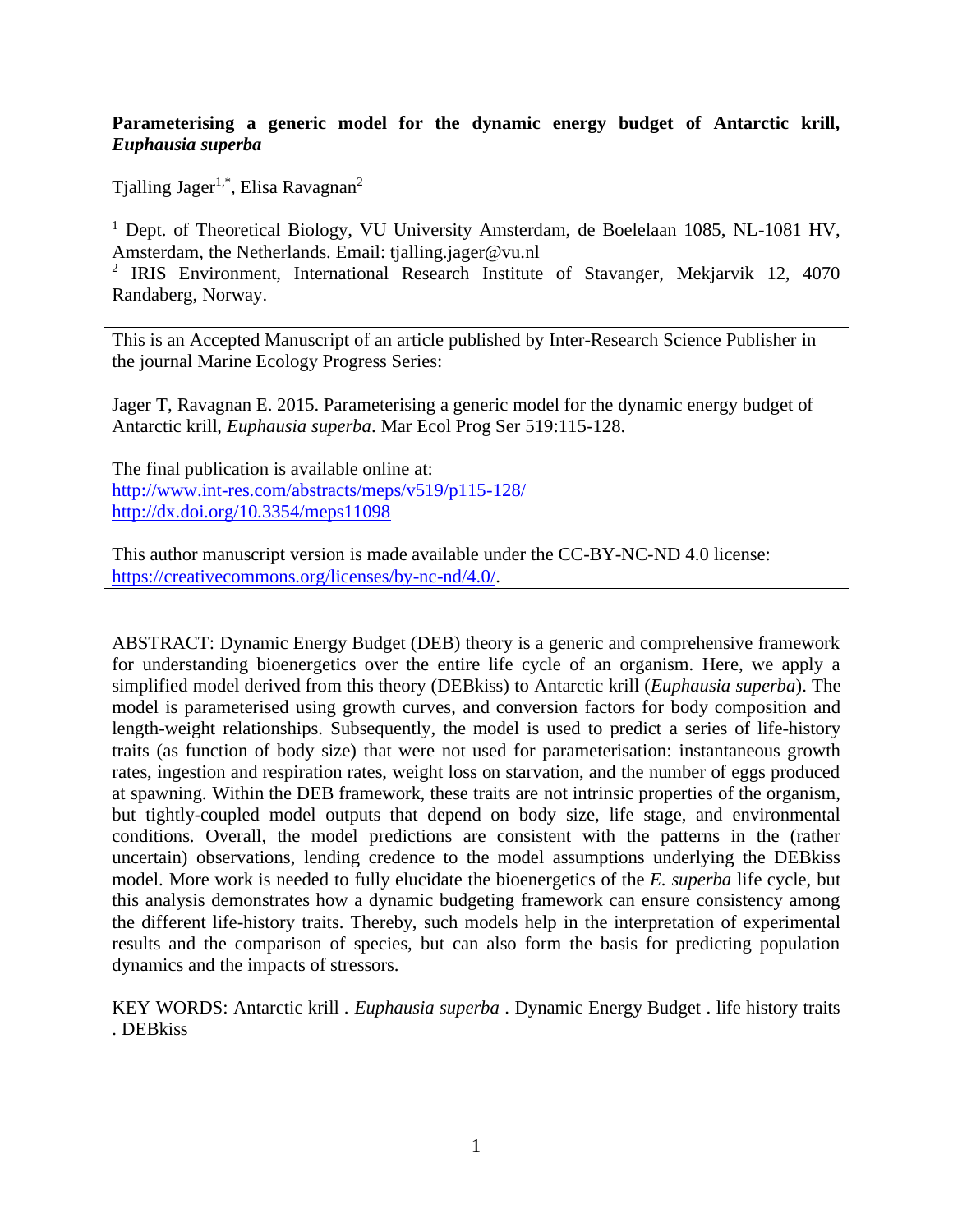**Parameterising a generic model for the dynamic energy budget of Antarctic krill, *Euphausia superba***

Tjalling Jager[1,*], Elisa Ravagnan[2]

[1] Dept. of Theoretical Biology, VU University Amsterdam, de Boelelaan 1085, NL-1081 HV, Amsterdam, the Netherlands. Email: tjalling.jager@vu.nl

[2] IRIS Environment, International Research Institute of Stavanger, Mekjarvik 12, 4070 Randaberg, Norway.

> This is an Accepted Manuscript of an article published by Inter-Research Science Publisher in the journal Marine Ecology Progress Series:
>
> Jager T, Ravagnan E. 2015. Parameterising a generic model for the dynamic energy budget of Antarctic krill, *Euphausia superba*. Mar Ecol Prog Ser 519:115-128.
>
> The final publication is available online at:
> http://www.int-res.com/abstracts/meps/v519/p115-128/
> http://dx.doi.org/10.3354/meps11098
>
> This author manuscript version is made available under the CC-BY-NC-ND 4.0 license: https://creativecommons.org/licenses/by-nc-nd/4.0/.

ABSTRACT: Dynamic Energy Budget (DEB) theory is a generic and comprehensive framework for understanding bioenergetics over the entire life cycle of an organism. Here, we apply a simplified model derived from this theory (DEBkiss) to Antarctic krill (*Euphausia superba*). The model is parameterised using growth curves, and conversion factors for body composition and length-weight relationships. Subsequently, the model is used to predict a series of life-history traits (as function of body size) that were not used for parameterisation: instantaneous growth rates, ingestion and respiration rates, weight loss on starvation, and the number of eggs produced at spawning. Within the DEB framework, these traits are not intrinsic properties of the organism, but tightly-coupled model outputs that depend on body size, life stage, and environmental conditions. Overall, the model predictions are consistent with the patterns in the (rather uncertain) observations, lending credence to the model assumptions underlying the DEBkiss model. More work is needed to fully elucidate the bioenergetics of the *E. superba* life cycle, but this analysis demonstrates how a dynamic budgeting framework can ensure consistency among the different life-history traits. Thereby, such models help in the interpretation of experimental results and the comparison of species, but can also form the basis for predicting population dynamics and the impacts of stressors.

KEY WORDS: Antarctic krill . *Euphausia superba* . Dynamic Energy Budget . life history traits . DEBkiss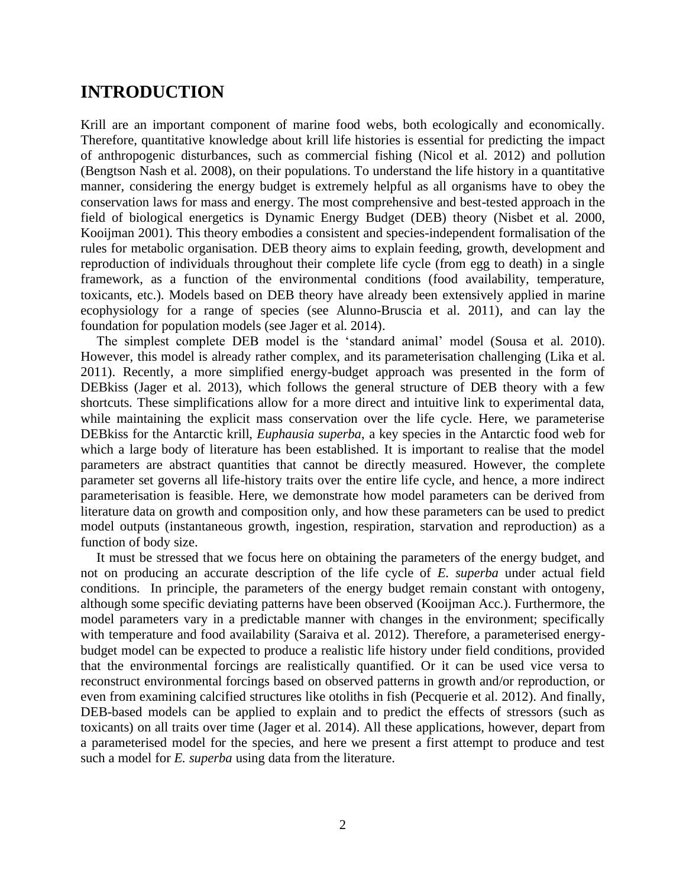# INTRODUCTION

Krill are an important component of marine food webs, both ecologically and economically. Therefore, quantitative knowledge about krill life histories is essential for predicting the impact of anthropogenic disturbances, such as commercial fishing (Nicol et al. 2012) and pollution (Bengtson Nash et al. 2008), on their populations. To understand the life history in a quantitative manner, considering the energy budget is extremely helpful as all organisms have to obey the conservation laws for mass and energy. The most comprehensive and best-tested approach in the field of biological energetics is Dynamic Energy Budget (DEB) theory (Nisbet et al. 2000, Kooijman 2001). This theory embodies a consistent and species-independent formalisation of the rules for metabolic organisation. DEB theory aims to explain feeding, growth, development and reproduction of individuals throughout their complete life cycle (from egg to death) in a single framework, as a function of the environmental conditions (food availability, temperature, toxicants, etc.). Models based on DEB theory have already been extensively applied in marine ecophysiology for a range of species (see Alunno-Bruscia et al. 2011), and can lay the foundation for population models (see Jager et al. 2014).

The simplest complete DEB model is the 'standard animal' model (Sousa et al. 2010). However, this model is already rather complex, and its parameterisation challenging (Lika et al. 2011). Recently, a more simplified energy-budget approach was presented in the form of DEBkiss (Jager et al. 2013), which follows the general structure of DEB theory with a few shortcuts. These simplifications allow for a more direct and intuitive link to experimental data, while maintaining the explicit mass conservation over the life cycle. Here, we parameterise DEBkiss for the Antarctic krill, *Euphausia superba*, a key species in the Antarctic food web for which a large body of literature has been established. It is important to realise that the model parameters are abstract quantities that cannot be directly measured. However, the complete parameter set governs all life-history traits over the entire life cycle, and hence, a more indirect parameterisation is feasible. Here, we demonstrate how model parameters can be derived from literature data on growth and composition only, and how these parameters can be used to predict model outputs (instantaneous growth, ingestion, respiration, starvation and reproduction) as a function of body size.

It must be stressed that we focus here on obtaining the parameters of the energy budget, and not on producing an accurate description of the life cycle of *E. superba* under actual field conditions. In principle, the parameters of the energy budget remain constant with ontogeny, although some specific deviating patterns have been observed (Kooijman Acc.). Furthermore, the model parameters vary in a predictable manner with changes in the environment; specifically with temperature and food availability (Saraiva et al. 2012). Therefore, a parameterised energy-budget model can be expected to produce a realistic life history under field conditions, provided that the environmental forcings are realistically quantified. Or it can be used vice versa to reconstruct environmental forcings based on observed patterns in growth and/or reproduction, or even from examining calcified structures like otoliths in fish (Pecquerie et al. 2012). And finally, DEB-based models can be applied to explain and to predict the effects of stressors (such as toxicants) on all traits over time (Jager et al. 2014). All these applications, however, depart from a parameterised model for the species, and here we present a first attempt to produce and test such a model for *E. superba* using data from the literature.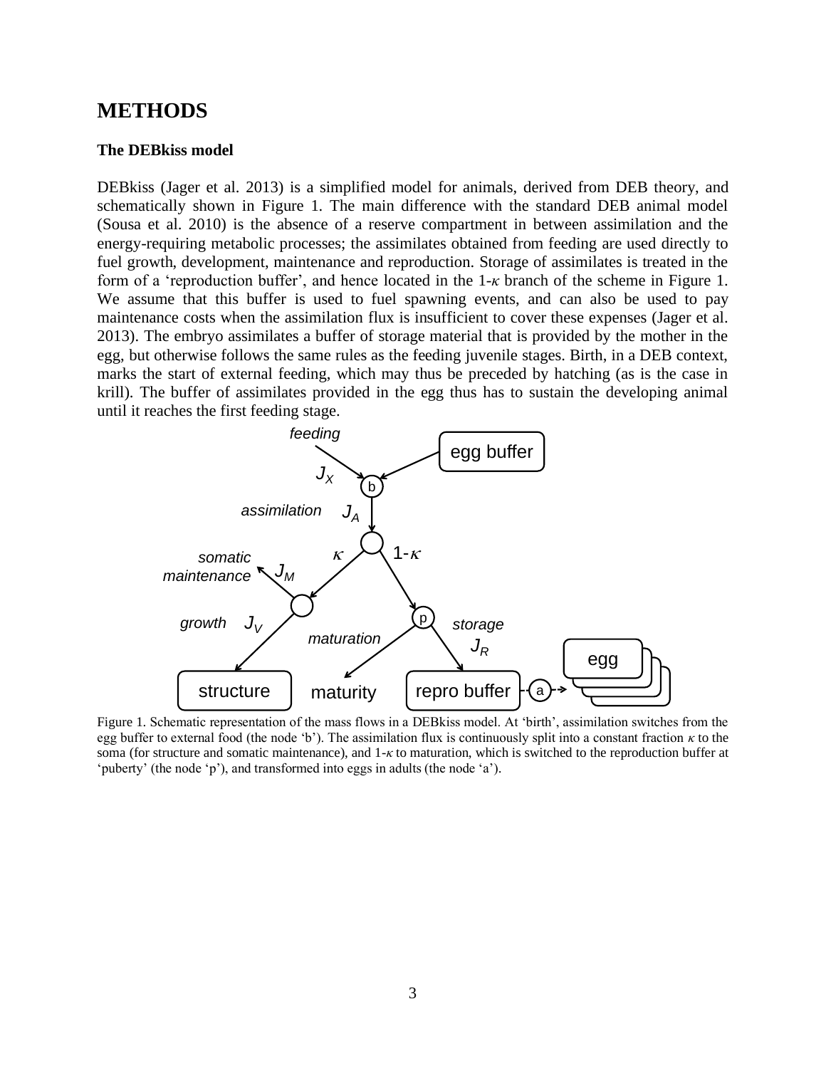# METHODS

### The DEBkiss model

DEBkiss (Jager et al. 2013) is a simplified model for animals, derived from DEB theory, and schematically shown in Figure 1. The main difference with the standard DEB animal model (Sousa et al. 2010) is the absence of a reserve compartment in between assimilation and the energy-requiring metabolic processes; the assimilates obtained from feeding are used directly to fuel growth, development, maintenance and reproduction. Storage of assimilates is treated in the form of a 'reproduction buffer', and hence located in the 1-$\kappa$ branch of the scheme in Figure 1. We assume that this buffer is used to fuel spawning events, and can also be used to pay maintenance costs when the assimilation flux is insufficient to cover these expenses (Jager et al. 2013). The embryo assimilates a buffer of storage material that is provided by the mother in the egg, but otherwise follows the same rules as the feeding juvenile stages. Birth, in a DEB context, marks the start of external feeding, which may thus be preceded by hatching (as is the case in krill). The buffer of assimilates provided in the egg thus has to sustain the developing animal until it reaches the first feeding stage.

Figure 1. Schematic representation of the mass flows in a DEBkiss model. At 'birth', assimilation switches from the egg buffer to external food (the node 'b'). The assimilation flux is continuously split into a constant fraction $\kappa$ to the soma (for structure and somatic maintenance), and 1-$\kappa$ to maturation, which is switched to the reproduction buffer at 'puberty' (the node 'p'), and transformed into eggs in adults (the node 'a').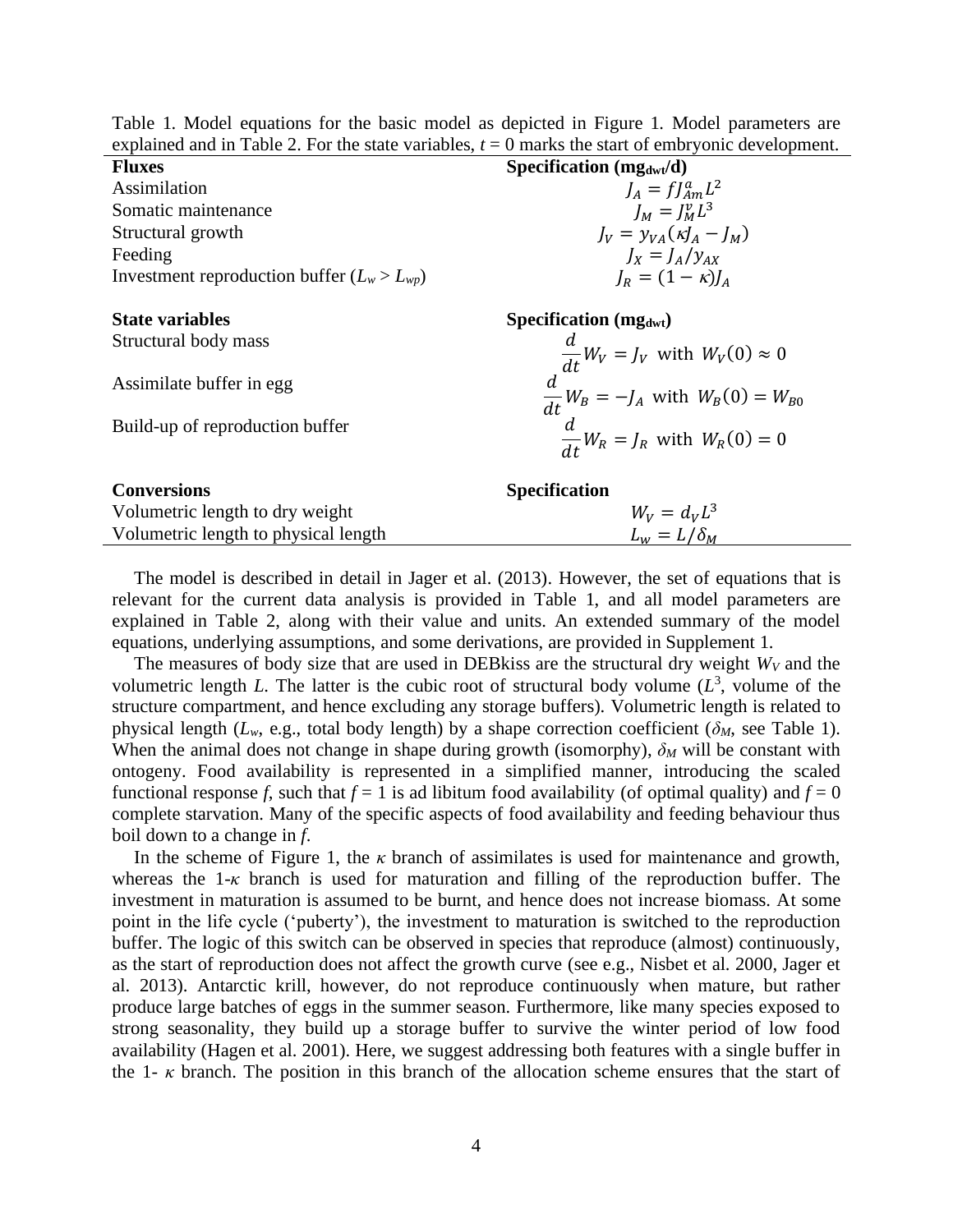Table 1. Model equations for the basic model as depicted in Figure 1. Model parameters are explained and in Table 2. For the state variables, $t = 0$ marks the start of embryonic development.

| **Fluxes** | **Specification ($mg_{dwt}/d$)** |
|---|---|
| Assimilation | $J_A = fJ_{Am}^a L^2$ |
| Somatic maintenance | $J_M = J_M^v L^3$ |
| Structural growth | $J_V = y_{VA}(\kappa J_A - J_M)$ |
| Feeding | $J_X = J_A / y_{AX}$ |
| Investment reproduction buffer ($L_w > L_{wp}$) | $J_R = (1 - \kappa) J_A$ |
| | |
| **State variables** | **Specification ($mg_{dwt}$)** |
| Structural body mass | $\frac{d}{dt} W_V = J_V$ with $W_V(0) \approx 0$ |
| Assimilate buffer in egg | $\frac{d}{dt} W_B = -J_A$ with $W_B(0) = W_{B0}$ |
| Build-up of reproduction buffer | $\frac{d}{dt} W_R = J_R$ with $W_R(0) = 0$ |
| | |
| **Conversions** | **Specification** |
| Volumetric length to dry weight | $W_V = d_V L^3$ |
| Volumetric length to physical length | $L_w = L / \delta_M$ |

The model is described in detail in Jager et al. (2013). However, the set of equations that is relevant for the current data analysis is provided in Table 1, and all model parameters are explained in Table 2, along with their value and units. An extended summary of the model equations, underlying assumptions, and some derivations, are provided in Supplement 1.

The measures of body size that are used in DEBkiss are the structural dry weight $W_V$ and the volumetric length $L$. The latter is the cubic root of structural body volume ($L^3$, volume of the structure compartment, and hence excluding any storage buffers). Volumetric length is related to physical length ($L_w$, e.g., total body length) by a shape correction coefficient ($\delta_M$, see Table 1). When the animal does not change in shape during growth (isomorphy), $\delta_M$ will be constant with ontogeny. Food availability is represented in a simplified manner, introducing the scaled functional response $f$, such that $f = 1$ is ad libitum food availability (of optimal quality) and $f = 0$ complete starvation. Many of the specific aspects of food availability and feeding behaviour thus boil down to a change in $f$.

In the scheme of Figure 1, the $\kappa$ branch of assimilates is used for maintenance and growth, whereas the 1-$\kappa$ branch is used for maturation and filling of the reproduction buffer. The investment in maturation is assumed to be burnt, and hence does not increase biomass. At some point in the life cycle ('puberty'), the investment to maturation is switched to the reproduction buffer. The logic of this switch can be observed in species that reproduce (almost) continuously, as the start of reproduction does not affect the growth curve (see e.g., Nisbet et al. 2000, Jager et al. 2013). Antarctic krill, however, do not reproduce continuously when mature, but rather produce large batches of eggs in the summer season. Furthermore, like many species exposed to strong seasonality, they build up a storage buffer to survive the winter period of low food availability (Hagen et al. 2001). Here, we suggest addressing both features with a single buffer in the 1- $\kappa$ branch. The position in this branch of the allocation scheme ensures that the start of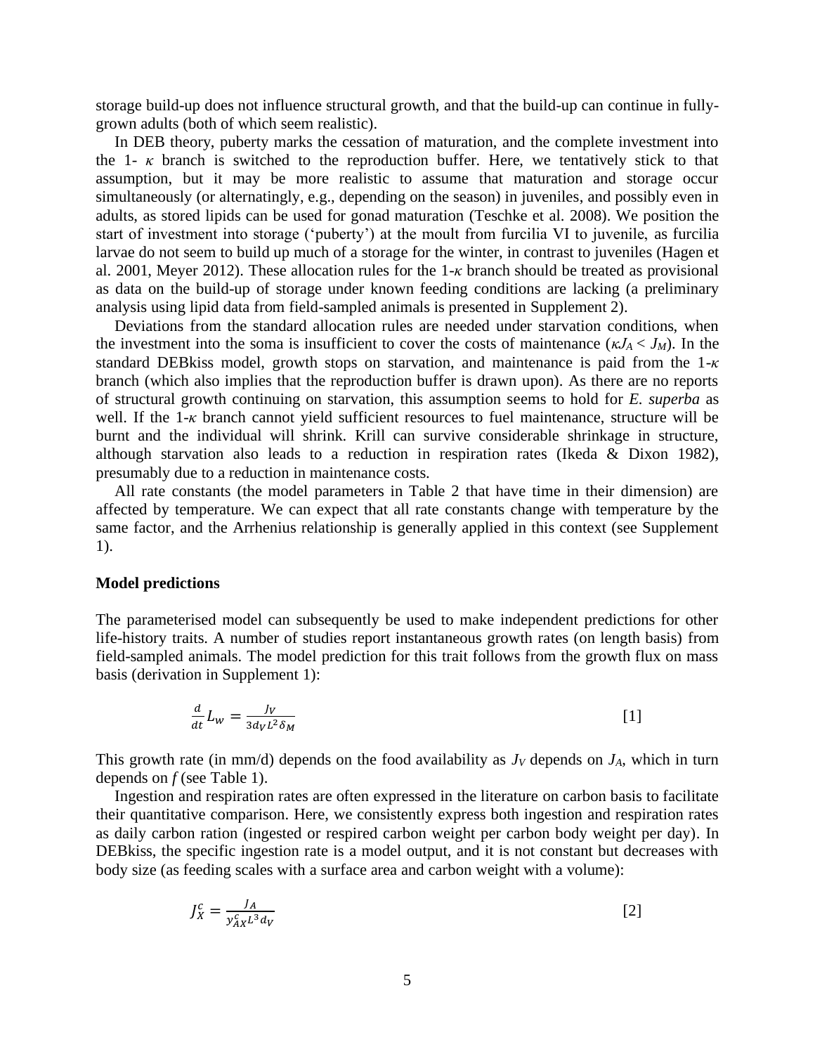storage build-up does not influence structural growth, and that the build-up can continue in fully-grown adults (both of which seem realistic).

In DEB theory, puberty marks the cessation of maturation, and the complete investment into the 1- $\kappa$ branch is switched to the reproduction buffer. Here, we tentatively stick to that assumption, but it may be more realistic to assume that maturation and storage occur simultaneously (or alternatingly, e.g., depending on the season) in juveniles, and possibly even in adults, as stored lipids can be used for gonad maturation (Teschke et al. 2008). We position the start of investment into storage ('puberty') at the moult from furcilia VI to juvenile, as furcilia larvae do not seem to build up much of a storage for the winter, in contrast to juveniles (Hagen et al. 2001, Meyer 2012). These allocation rules for the 1-$\kappa$ branch should be treated as provisional as data on the build-up of storage under known feeding conditions are lacking (a preliminary analysis using lipid data from field-sampled animals is presented in Supplement 2).

Deviations from the standard allocation rules are needed under starvation conditions, when the investment into the soma is insufficient to cover the costs of maintenance ($\kappa J_A < J_M$). In the standard DEBkiss model, growth stops on starvation, and maintenance is paid from the 1-$\kappa$ branch (which also implies that the reproduction buffer is drawn upon). As there are no reports of structural growth continuing on starvation, this assumption seems to hold for *E. superba* as well. If the 1-$\kappa$ branch cannot yield sufficient resources to fuel maintenance, structure will be burnt and the individual will shrink. Krill can survive considerable shrinkage in structure, although starvation also leads to a reduction in respiration rates (Ikeda & Dixon 1982), presumably due to a reduction in maintenance costs.

All rate constants (the model parameters in Table 2 that have time in their dimension) are affected by temperature. We can expect that all rate constants change with temperature by the same factor, and the Arrhenius relationship is generally applied in this context (see Supplement 1).

**Model predictions**

The parameterised model can subsequently be used to make independent predictions for other life-history traits. A number of studies report instantaneous growth rates (on length basis) from field-sampled animals. The model prediction for this trait follows from the growth flux on mass basis (derivation in Supplement 1):

$$\frac{d}{dt}L_w = \frac{J_V}{3d_V L^2 \delta_M} \qquad [1]$$

This growth rate (in mm/d) depends on the food availability as $J_V$ depends on $J_A$, which in turn depends on $f$ (see Table 1).

Ingestion and respiration rates are often expressed in the literature on carbon basis to facilitate their quantitative comparison. Here, we consistently express both ingestion and respiration rates as daily carbon ration (ingested or respired carbon weight per carbon body weight per day). In DEBkiss, the specific ingestion rate is a model output, and it is not constant but decreases with body size (as feeding scales with a surface area and carbon weight with a volume):

$$J_X^c = \frac{J_A}{y_{AX}^c L^3 d_V} \qquad [2]$$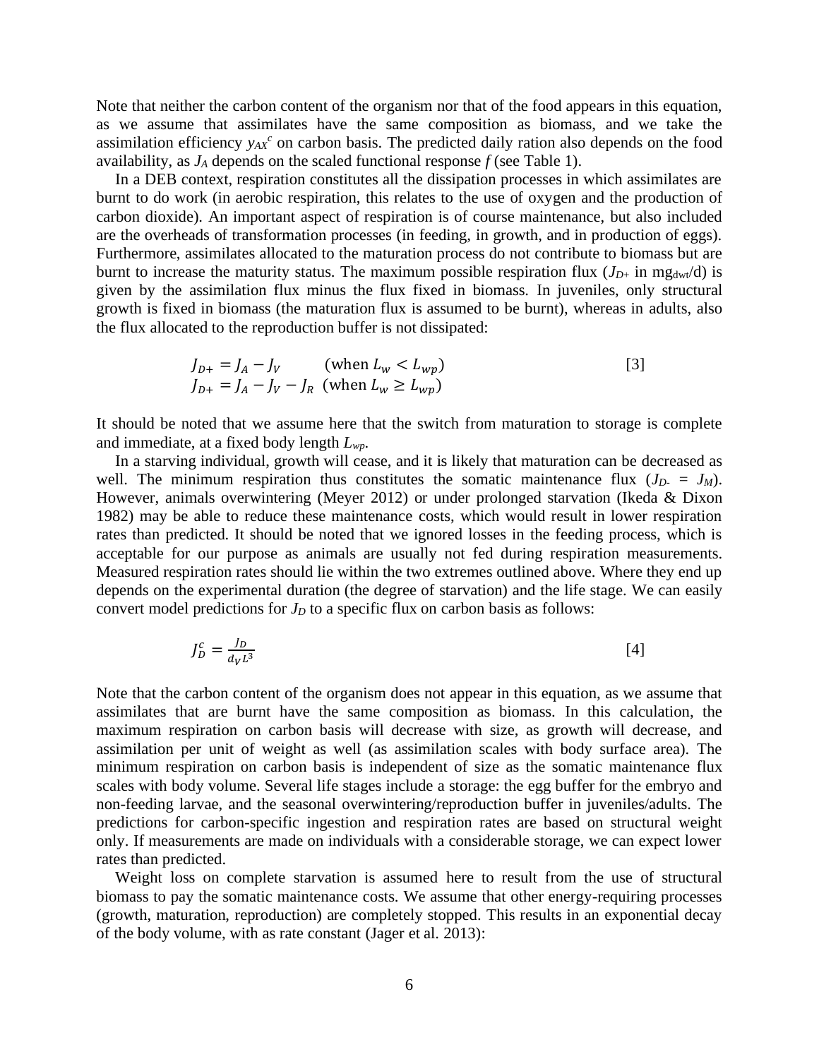Note that neither the carbon content of the organism nor that of the food appears in this equation, as we assume that assimilates have the same composition as biomass, and we take the assimilation efficiency $y_{AX}^c$ on carbon basis. The predicted daily ration also depends on the food availability, as $J_A$ depends on the scaled functional response $f$ (see Table 1).

In a DEB context, respiration constitutes all the dissipation processes in which assimilates are burnt to do work (in aerobic respiration, this relates to the use of oxygen and the production of carbon dioxide). An important aspect of respiration is of course maintenance, but also included are the overheads of transformation processes (in feeding, in growth, and in production of eggs). Furthermore, assimilates allocated to the maturation process do not contribute to biomass but are burnt to increase the maturity status. The maximum possible respiration flux ($J_{D+}$ in $mg_{dwt}$/d) is given by the assimilation flux minus the flux fixed in biomass. In juveniles, only structural growth is fixed in biomass (the maturation flux is assumed to be burnt), whereas in adults, also the flux allocated to the reproduction buffer is not dissipated:

$$J_{D+} = J_A - J_V \qquad \text{(when } L_w < L_{wp}\text{)} \qquad [3]$$
$$J_{D+} = J_A - J_V - J_R \quad \text{(when } L_w \geq L_{wp}\text{)}$$

It should be noted that we assume here that the switch from maturation to storage is complete and immediate, at a fixed body length $L_{wp}$.

In a starving individual, growth will cease, and it is likely that maturation can be decreased as well. The minimum respiration thus constitutes the somatic maintenance flux ($J_{D-} = J_M$). However, animals overwintering (Meyer 2012) or under prolonged starvation (Ikeda & Dixon 1982) may be able to reduce these maintenance costs, which would result in lower respiration rates than predicted. It should be noted that we ignored losses in the feeding process, which is acceptable for our purpose as animals are usually not fed during respiration measurements. Measured respiration rates should lie within the two extremes outlined above. Where they end up depends on the experimental duration (the degree of starvation) and the life stage. We can easily convert model predictions for $J_D$ to a specific flux on carbon basis as follows:

$$J_D^c = \frac{J_D}{d_V L^3} \qquad [4]$$

Note that the carbon content of the organism does not appear in this equation, as we assume that assimilates that are burnt have the same composition as biomass. In this calculation, the maximum respiration on carbon basis will decrease with size, as growth will decrease, and assimilation per unit of weight as well (as assimilation scales with body surface area). The minimum respiration on carbon basis is independent of size as the somatic maintenance flux scales with body volume. Several life stages include a storage: the egg buffer for the embryo and non-feeding larvae, and the seasonal overwintering/reproduction buffer in juveniles/adults. The predictions for carbon-specific ingestion and respiration rates are based on structural weight only. If measurements are made on individuals with a considerable storage, we can expect lower rates than predicted.

Weight loss on complete starvation is assumed here to result from the use of structural biomass to pay the somatic maintenance costs. We assume that other energy-requiring processes (growth, maturation, reproduction) are completely stopped. This results in an exponential decay of the body volume, with as rate constant (Jager et al. 2013):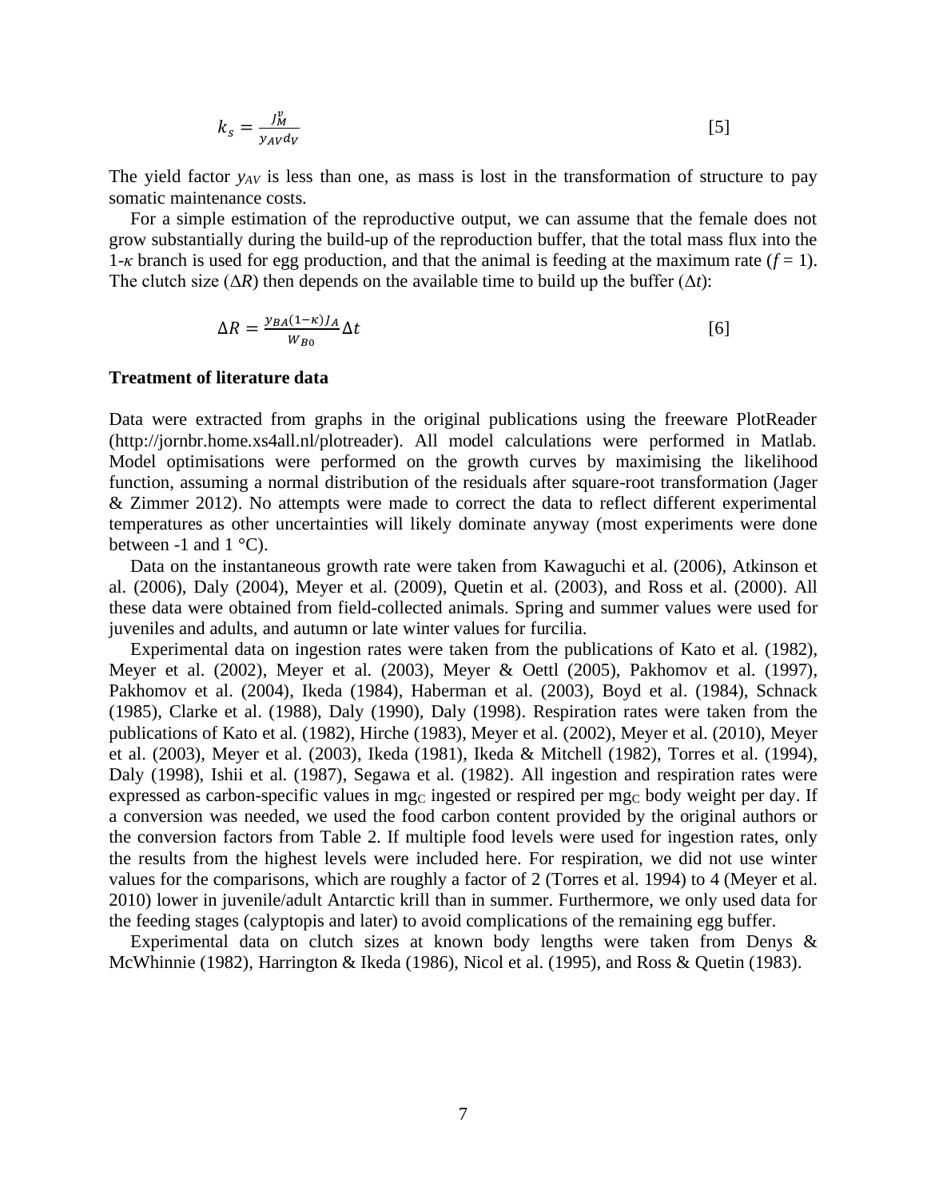$$k_s = \frac{J_M^v}{y_{AV} d_V} \quad [5]$$

The yield factor $y_{AV}$ is less than one, as mass is lost in the transformation of structure to pay somatic maintenance costs.

For a simple estimation of the reproductive output, we can assume that the female does not grow substantially during the build-up of the reproduction buffer, that the total mass flux into the 1-$\kappa$ branch is used for egg production, and that the animal is feeding at the maximum rate ($f = 1$). The clutch size ($\Delta R$) then depends on the available time to build up the buffer ($\Delta t$):

$$\Delta R = \frac{y_{BA}(1-\kappa)J_A}{W_{B0}} \Delta t \quad [6]$$

**Treatment of literature data**

Data were extracted from graphs in the original publications using the freeware PlotReader (http://jornbr.home.xs4all.nl/plotreader). All model calculations were performed in Matlab. Model optimisations were performed on the growth curves by maximising the likelihood function, assuming a normal distribution of the residuals after square-root transformation (Jager & Zimmer 2012). No attempts were made to correct the data to reflect different experimental temperatures as other uncertainties will likely dominate anyway (most experiments were done between -1 and 1 °C).

Data on the instantaneous growth rate were taken from Kawaguchi et al. (2006), Atkinson et al. (2006), Daly (2004), Meyer et al. (2009), Quetin et al. (2003), and Ross et al. (2000). All these data were obtained from field-collected animals. Spring and summer values were used for juveniles and adults, and autumn or late winter values for furcilia.

Experimental data on ingestion rates were taken from the publications of Kato et al. (1982), Meyer et al. (2002), Meyer et al. (2003), Meyer & Oettl (2005), Pakhomov et al. (1997), Pakhomov et al. (2004), Ikeda (1984), Haberman et al. (2003), Boyd et al. (1984), Schnack (1985), Clarke et al. (1988), Daly (1990), Daly (1998). Respiration rates were taken from the publications of Kato et al. (1982), Hirche (1983), Meyer et al. (2002), Meyer et al. (2010), Meyer et al. (2003), Meyer et al. (2003), Ikeda (1981), Ikeda & Mitchell (1982), Torres et al. (1994), Daly (1998), Ishii et al. (1987), Segawa et al. (1982). All ingestion and respiration rates were expressed as carbon-specific values in $mg_C$ ingested or respired per $mg_C$ body weight per day. If a conversion was needed, we used the food carbon content provided by the original authors or the conversion factors from Table 2. If multiple food levels were used for ingestion rates, only the results from the highest levels were included here. For respiration, we did not use winter values for the comparisons, which are roughly a factor of 2 (Torres et al. 1994) to 4 (Meyer et al. 2010) lower in juvenile/adult Antarctic krill than in summer. Furthermore, we only used data for the feeding stages (calyptopis and later) to avoid complications of the remaining egg buffer.

Experimental data on clutch sizes at known body lengths were taken from Denys & McWhinnie (1982), Harrington & Ikeda (1986), Nicol et al. (1995), and Ross & Quetin (1983).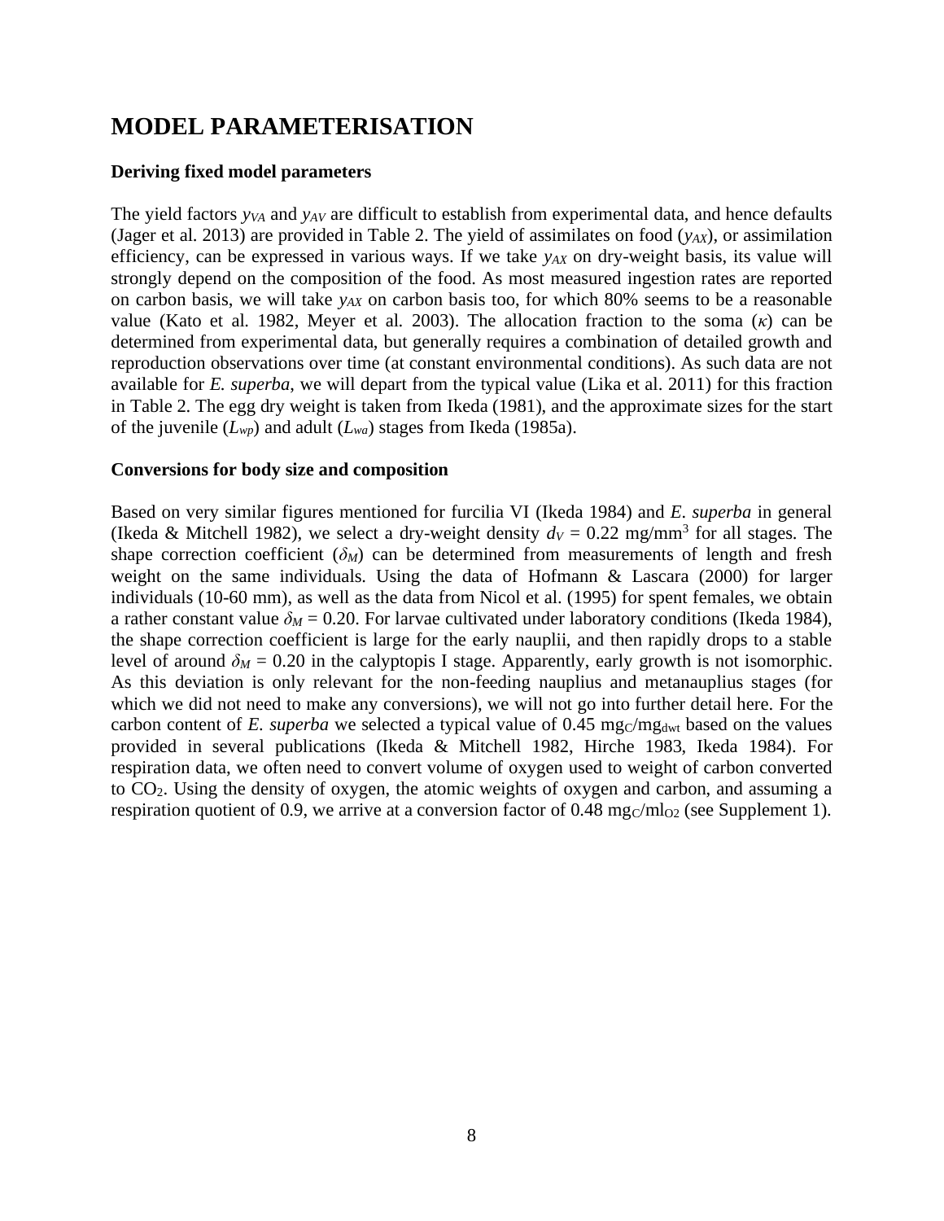# MODEL PARAMETERISATION

**Deriving fixed model parameters**

The yield factors $y_{VA}$ and $y_{AV}$ are difficult to establish from experimental data, and hence defaults (Jager et al. 2013) are provided in Table 2. The yield of assimilates on food ($y_{AX}$), or assimilation efficiency, can be expressed in various ways. If we take $y_{AX}$ on dry-weight basis, its value will strongly depend on the composition of the food. As most measured ingestion rates are reported on carbon basis, we will take $y_{AX}$ on carbon basis too, for which 80% seems to be a reasonable value (Kato et al. 1982, Meyer et al. 2003). The allocation fraction to the soma ($\kappa$) can be determined from experimental data, but generally requires a combination of detailed growth and reproduction observations over time (at constant environmental conditions). As such data are not available for *E. superba*, we will depart from the typical value (Lika et al. 2011) for this fraction in Table 2. The egg dry weight is taken from Ikeda (1981), and the approximate sizes for the start of the juvenile ($L_{wp}$) and adult ($L_{wa}$) stages from Ikeda (1985a).

**Conversions for body size and composition**

Based on very similar figures mentioned for furcilia VI (Ikeda 1984) and *E. superba* in general (Ikeda & Mitchell 1982), we select a dry-weight density $d_V$ = 0.22 mg/mm$^3$ for all stages. The shape correction coefficient ($\delta_M$) can be determined from measurements of length and fresh weight on the same individuals. Using the data of Hofmann & Lascara (2000) for larger individuals (10-60 mm), as well as the data from Nicol et al. (1995) for spent females, we obtain a rather constant value $\delta_M$ = 0.20. For larvae cultivated under laboratory conditions (Ikeda 1984), the shape correction coefficient is large for the early nauplii, and then rapidly drops to a stable level of around $\delta_M$ = 0.20 in the calyptopis I stage. Apparently, early growth is not isomorphic. As this deviation is only relevant for the non-feeding nauplius and metanauplius stages (for which we did not need to make any conversions), we will not go into further detail here. For the carbon content of *E. superba* we selected a typical value of 0.45 $mg_C/mg_{dwt}$ based on the values provided in several publications (Ikeda & Mitchell 1982, Hirche 1983, Ikeda 1984). For respiration data, we often need to convert volume of oxygen used to weight of carbon converted to $CO_2$. Using the density of oxygen, the atomic weights of oxygen and carbon, and assuming a respiration quotient of 0.9, we arrive at a conversion factor of 0.48 $mg_C/ml_{O2}$ (see Supplement 1).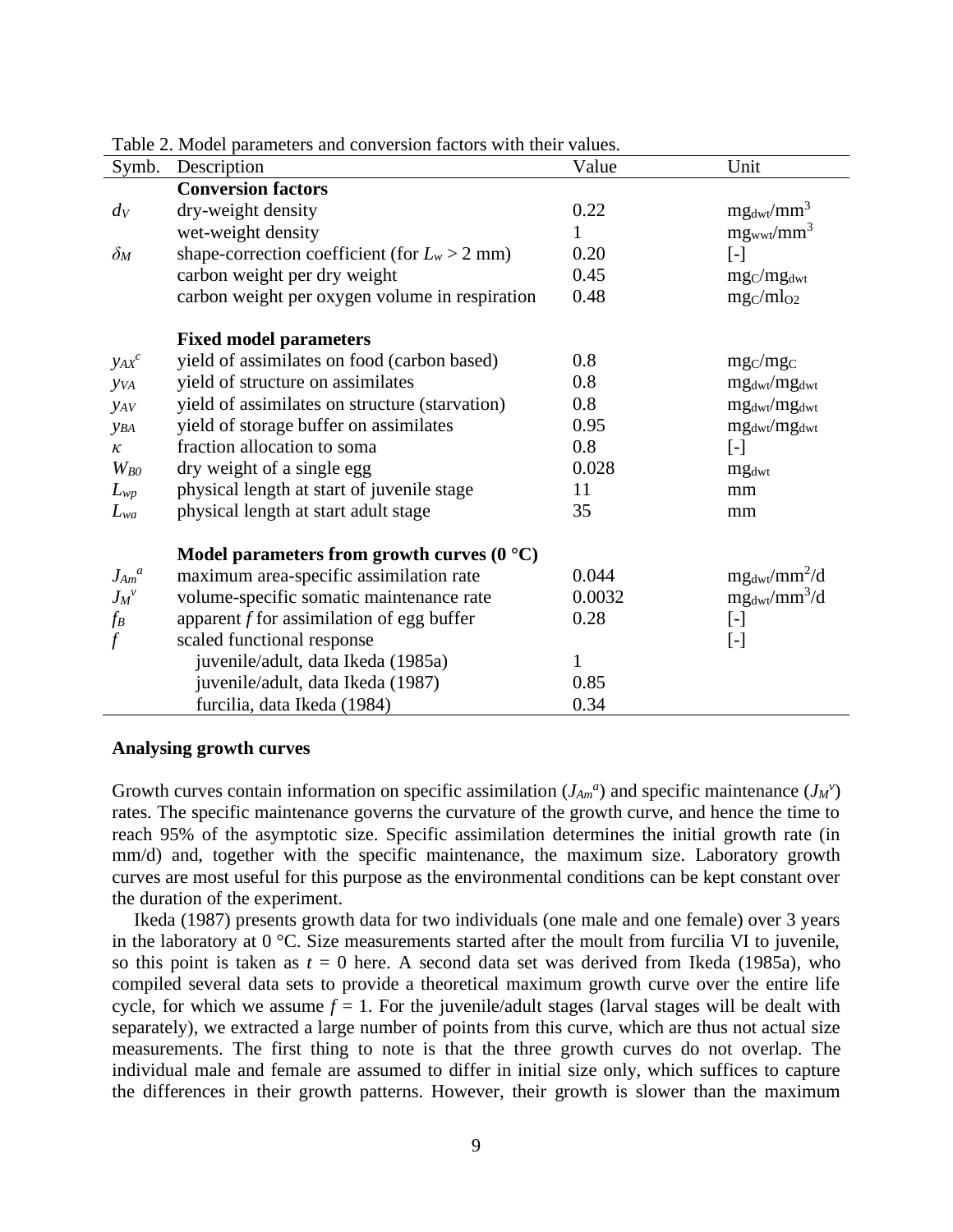Table 2. Model parameters and conversion factors with their values.

| Symb. | Description | Value | Unit |
|---|---|---|---|
| | **Conversion factors** | | |
| $d_V$ | dry-weight density | 0.22 | $mg_{dwt}/mm^3$ |
| | wet-weight density | 1 | $mg_{wwt}/mm^3$ |
| $\delta_M$ | shape-correction coefficient (for $L_w > 2$ mm) | 0.20 | [-] |
| | carbon weight per dry weight | 0.45 | $mg_C/mg_{dwt}$ |
| | carbon weight per oxygen volume in respiration | 0.48 | $mg_C/ml_{O2}$ |
| | **Fixed model parameters** | | |
| $y_{AX}^c$ | yield of assimilates on food (carbon based) | 0.8 | $mg_C/mg_C$ |
| $y_{VA}$ | yield of structure on assimilates | 0.8 | $mg_{dwt}/mg_{dwt}$ |
| $y_{AV}$ | yield of assimilates on structure (starvation) | 0.8 | $mg_{dwt}/mg_{dwt}$ |
| $y_{BA}$ | yield of storage buffer on assimilates | 0.95 | $mg_{dwt}/mg_{dwt}$ |
| $\kappa$ | fraction allocation to soma | 0.8 | [-] |
| $W_{B0}$ | dry weight of a single egg | 0.028 | $mg_{dwt}$ |
| $L_{wp}$ | physical length at start of juvenile stage | 11 | mm |
| $L_{wa}$ | physical length at start adult stage | 35 | mm |
| | **Model parameters from growth curves (0 °C)** | | |
| $J_{Am}^a$ | maximum area-specific assimilation rate | 0.044 | $mg_{dwt}/mm^2/d$ |
| $J_M^v$ | volume-specific somatic maintenance rate | 0.0032 | $mg_{dwt}/mm^3/d$ |
| $f_B$ | apparent $f$ for assimilation of egg buffer | 0.28 | [-] |
| $f$ | scaled functional response | | [-] |
| | juvenile/adult, data Ikeda (1985a) | 1 | |
| | juvenile/adult, data Ikeda (1987) | 0.85 | |
| | furcilia, data Ikeda (1984) | 0.34 | |

**Analysing growth curves**

Growth curves contain information on specific assimilation ($J_{Am}^a$) and specific maintenance ($J_M^v$) rates. The specific maintenance governs the curvature of the growth curve, and hence the time to reach 95% of the asymptotic size. Specific assimilation determines the initial growth rate (in mm/d) and, together with the specific maintenance, the maximum size. Laboratory growth curves are most useful for this purpose as the environmental conditions can be kept constant over the duration of the experiment.

Ikeda (1987) presents growth data for two individuals (one male and one female) over 3 years in the laboratory at 0 °C. Size measurements started after the moult from furcilia VI to juvenile, so this point is taken as $t = 0$ here. A second data set was derived from Ikeda (1985a), who compiled several data sets to provide a theoretical maximum growth curve over the entire life cycle, for which we assume $f = 1$. For the juvenile/adult stages (larval stages will be dealt with separately), we extracted a large number of points from this curve, which are thus not actual size measurements. The first thing to note is that the three growth curves do not overlap. The individual male and female are assumed to differ in initial size only, which suffices to capture the differences in their growth patterns. However, their growth is slower than the maximum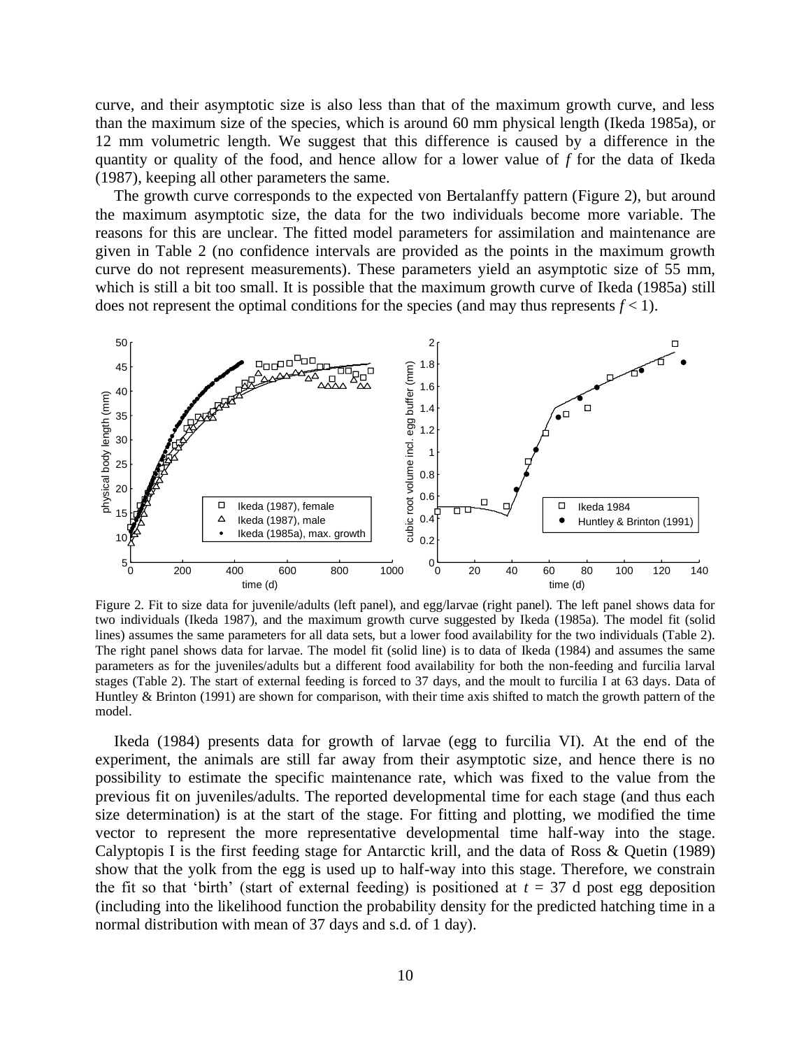curve, and their asymptotic size is also less than that of the maximum growth curve, and less than the maximum size of the species, which is around 60 mm physical length (Ikeda 1985a), or 12 mm volumetric length. We suggest that this difference is caused by a difference in the quantity or quality of the food, and hence allow for a lower value of $f$ for the data of Ikeda (1987), keeping all other parameters the same.

The growth curve corresponds to the expected von Bertalanffy pattern (Figure 2), but around the maximum asymptotic size, the data for the two individuals become more variable. The reasons for this are unclear. The fitted model parameters for assimilation and maintenance are given in Table 2 (no confidence intervals are provided as the points in the maximum growth curve do not represent measurements). These parameters yield an asymptotic size of 55 mm, which is still a bit too small. It is possible that the maximum growth curve of Ikeda (1985a) still does not represent the optimal conditions for the species (and may thus represents $f < 1$).

Figure 2. Fit to size data for juvenile/adults (left panel), and egg/larvae (right panel). The left panel shows data for two individuals (Ikeda 1987), and the maximum growth curve suggested by Ikeda (1985a). The model fit (solid lines) assumes the same parameters for all data sets, but a lower food availability for the two individuals (Table 2). The right panel shows data for larvae. The model fit (solid line) is to data of Ikeda (1984) and assumes the same parameters as for the juveniles/adults but a different food availability for both the non-feeding and furcilia larval stages (Table 2). The start of external feeding is forced to 37 days, and the moult to furcilia I at 63 days. Data of Huntley & Brinton (1991) are shown for comparison, with their time axis shifted to match the growth pattern of the model.

Ikeda (1984) presents data for growth of larvae (egg to furcilia VI). At the end of the experiment, the animals are still far away from their asymptotic size, and hence there is no possibility to estimate the specific maintenance rate, which was fixed to the value from the previous fit on juveniles/adults. The reported developmental time for each stage (and thus each size determination) is at the start of the stage. For fitting and plotting, we modified the time vector to represent the more representative developmental time half-way into the stage. Calyptopis I is the first feeding stage for Antarctic krill, and the data of Ross & Quetin (1989) show that the yolk from the egg is used up to half-way into this stage. Therefore, we constrain the fit so that 'birth' (start of external feeding) is positioned at $t$ = 37 d post egg deposition (including into the likelihood function the probability density for the predicted hatching time in a normal distribution with mean of 37 days and s.d. of 1 day).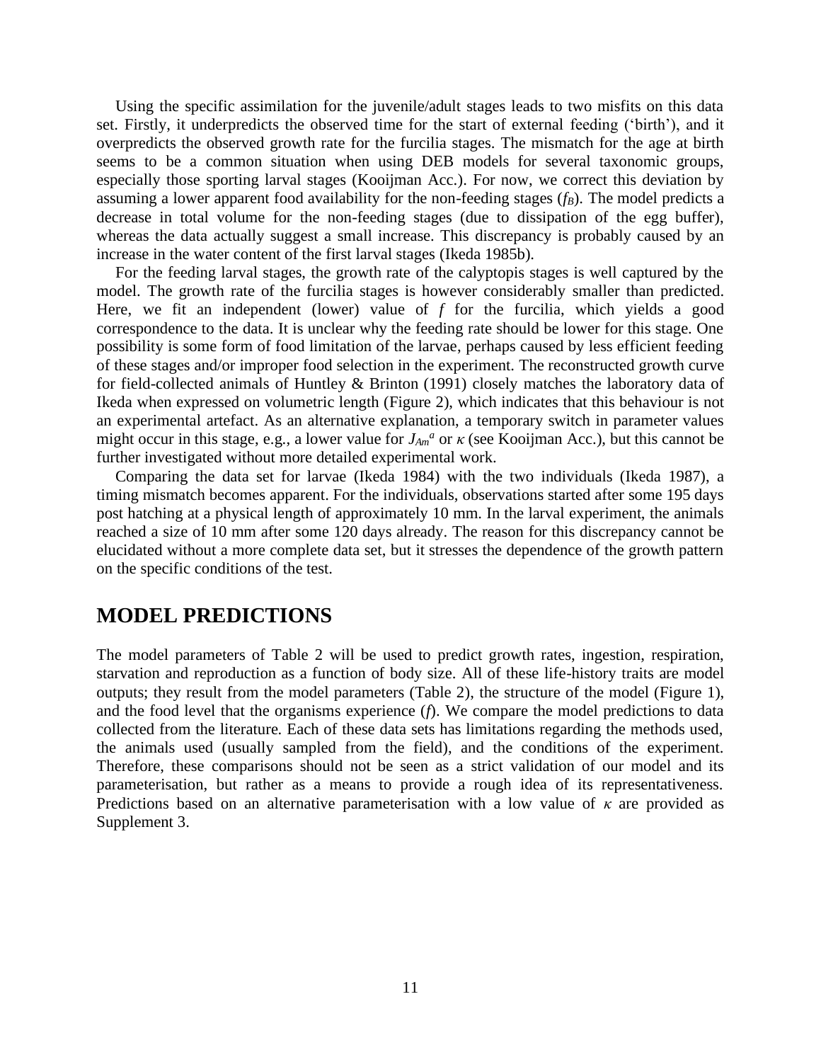Using the specific assimilation for the juvenile/adult stages leads to two misfits on this data set. Firstly, it underpredicts the observed time for the start of external feeding ('birth'), and it overpredicts the observed growth rate for the furcilia stages. The mismatch for the age at birth seems to be a common situation when using DEB models for several taxonomic groups, especially those sporting larval stages (Kooijman Acc.). For now, we correct this deviation by assuming a lower apparent food availability for the non-feeding stages ($f_B$). The model predicts a decrease in total volume for the non-feeding stages (due to dissipation of the egg buffer), whereas the data actually suggest a small increase. This discrepancy is probably caused by an increase in the water content of the first larval stages (Ikeda 1985b).

For the feeding larval stages, the growth rate of the calyptopis stages is well captured by the model. The growth rate of the furcilia stages is however considerably smaller than predicted. Here, we fit an independent (lower) value of $f$ for the furcilia, which yields a good correspondence to the data. It is unclear why the feeding rate should be lower for this stage. One possibility is some form of food limitation of the larvae, perhaps caused by less efficient feeding of these stages and/or improper food selection in the experiment. The reconstructed growth curve for field-collected animals of Huntley & Brinton (1991) closely matches the laboratory data of Ikeda when expressed on volumetric length (Figure 2), which indicates that this behaviour is not an experimental artefact. As an alternative explanation, a temporary switch in parameter values might occur in this stage, e.g., a lower value for $J_{Am}^{a}$ or $\kappa$ (see Kooijman Acc.), but this cannot be further investigated without more detailed experimental work.

Comparing the data set for larvae (Ikeda 1984) with the two individuals (Ikeda 1987), a timing mismatch becomes apparent. For the individuals, observations started after some 195 days post hatching at a physical length of approximately 10 mm. In the larval experiment, the animals reached a size of 10 mm after some 120 days already. The reason for this discrepancy cannot be elucidated without a more complete data set, but it stresses the dependence of the growth pattern on the specific conditions of the test.

# MODEL PREDICTIONS

The model parameters of Table 2 will be used to predict growth rates, ingestion, respiration, starvation and reproduction as a function of body size. All of these life-history traits are model outputs; they result from the model parameters (Table 2), the structure of the model (Figure 1), and the food level that the organisms experience ($f$). We compare the model predictions to data collected from the literature. Each of these data sets has limitations regarding the methods used, the animals used (usually sampled from the field), and the conditions of the experiment. Therefore, these comparisons should not be seen as a strict validation of our model and its parameterisation, but rather as a means to provide a rough idea of its representativeness. Predictions based on an alternative parameterisation with a low value of $\kappa$ are provided as Supplement 3.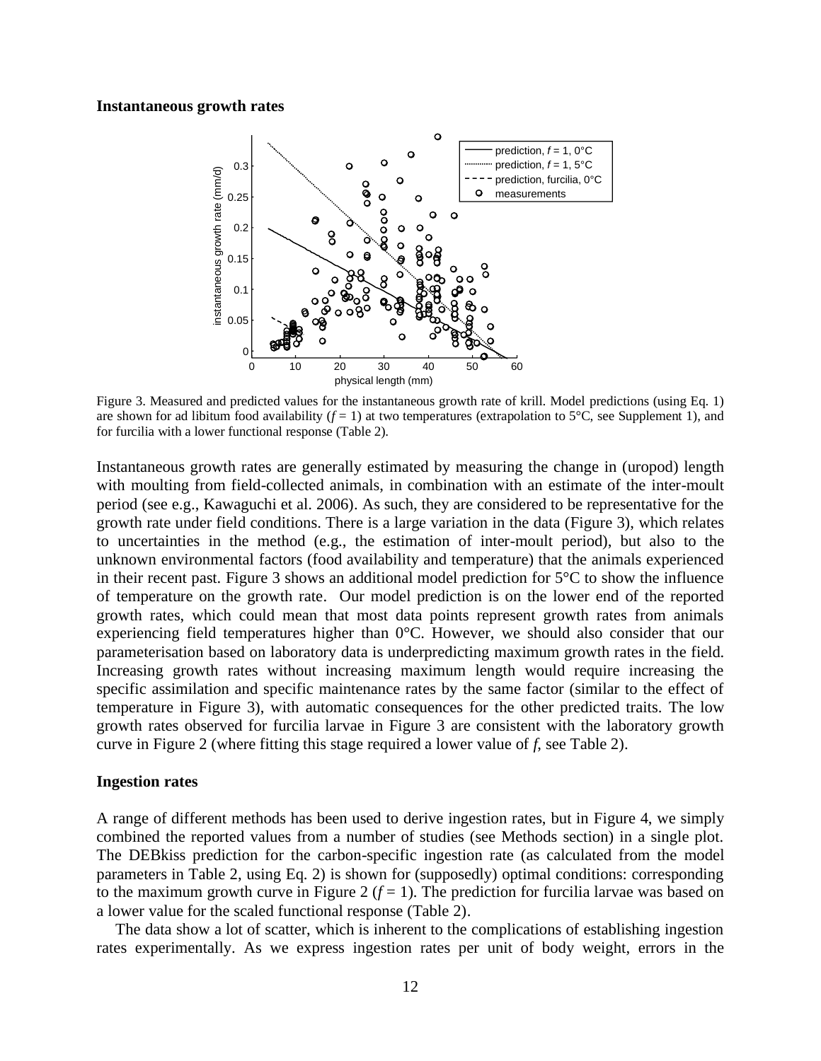### Instantaneous growth rates

Figure 3. Measured and predicted values for the instantaneous growth rate of krill. Model predictions (using Eq. 1) are shown for ad libitum food availability ($f = 1$) at two temperatures (extrapolation to 5°C, see Supplement 1), and for furcilia with a lower functional response (Table 2).

Instantaneous growth rates are generally estimated by measuring the change in (uropod) length with moulting from field-collected animals, in combination with an estimate of the inter-moult period (see e.g., Kawaguchi et al. 2006). As such, they are considered to be representative for the growth rate under field conditions. There is a large variation in the data (Figure 3), which relates to uncertainties in the method (e.g., the estimation of inter-moult period), but also to the unknown environmental factors (food availability and temperature) that the animals experienced in their recent past. Figure 3 shows an additional model prediction for 5°C to show the influence of temperature on the growth rate. Our model prediction is on the lower end of the reported growth rates, which could mean that most data points represent growth rates from animals experiencing field temperatures higher than 0°C. However, we should also consider that our parameterisation based on laboratory data is underpredicting maximum growth rates in the field. Increasing growth rates without increasing maximum length would require increasing the specific assimilation and specific maintenance rates by the same factor (similar to the effect of temperature in Figure 3), with automatic consequences for the other predicted traits. The low growth rates observed for furcilia larvae in Figure 3 are consistent with the laboratory growth curve in Figure 2 (where fitting this stage required a lower value of $f$, see Table 2).

### Ingestion rates

A range of different methods has been used to derive ingestion rates, but in Figure 4, we simply combined the reported values from a number of studies (see Methods section) in a single plot. The DEBkiss prediction for the carbon-specific ingestion rate (as calculated from the model parameters in Table 2, using Eq. 2) is shown for (supposedly) optimal conditions: corresponding to the maximum growth curve in Figure 2 ($f = 1$). The prediction for furcilia larvae was based on a lower value for the scaled functional response (Table 2).

The data show a lot of scatter, which is inherent to the complications of establishing ingestion rates experimentally. As we express ingestion rates per unit of body weight, errors in the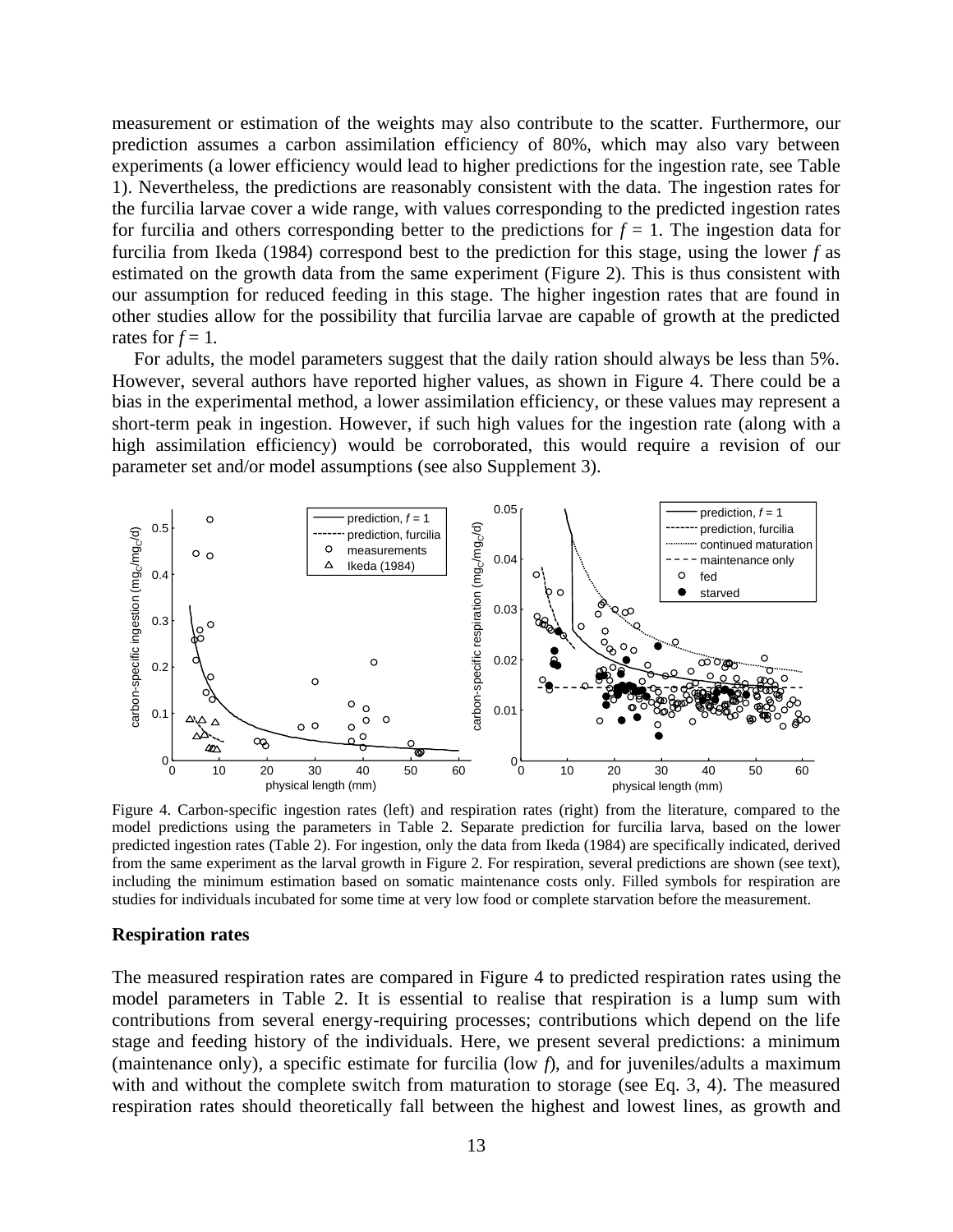measurement or estimation of the weights may also contribute to the scatter. Furthermore, our prediction assumes a carbon assimilation efficiency of 80%, which may also vary between experiments (a lower efficiency would lead to higher predictions for the ingestion rate, see Table 1). Nevertheless, the predictions are reasonably consistent with the data. The ingestion rates for the furcilia larvae cover a wide range, with values corresponding to the predicted ingestion rates for furcilia and others corresponding better to the predictions for $f = 1$. The ingestion data for furcilia from Ikeda (1984) correspond best to the prediction for this stage, using the lower $f$ as estimated on the growth data from the same experiment (Figure 2). This is thus consistent with our assumption for reduced feeding in this stage. The higher ingestion rates that are found in other studies allow for the possibility that furcilia larvae are capable of growth at the predicted rates for $f = 1$.

For adults, the model parameters suggest that the daily ration should always be less than 5%. However, several authors have reported higher values, as shown in Figure 4. There could be a bias in the experimental method, a lower assimilation efficiency, or these values may represent a short-term peak in ingestion. However, if such high values for the ingestion rate (along with a high assimilation efficiency) would be corroborated, this would require a revision of our parameter set and/or model assumptions (see also Supplement 3).

Figure 4. Carbon-specific ingestion rates (left) and respiration rates (right) from the literature, compared to the model predictions using the parameters in Table 2. Separate prediction for furcilia larva, based on the lower predicted ingestion rates (Table 2). For ingestion, only the data from Ikeda (1984) are specifically indicated, derived from the same experiment as the larval growth in Figure 2. For respiration, several predictions are shown (see text), including the minimum estimation based on somatic maintenance costs only. Filled symbols for respiration are studies for individuals incubated for some time at very low food or complete starvation before the measurement.

### Respiration rates

The measured respiration rates are compared in Figure 4 to predicted respiration rates using the model parameters in Table 2. It is essential to realise that respiration is a lump sum with contributions from several energy-requiring processes; contributions which depend on the life stage and feeding history of the individuals. Here, we present several predictions: a minimum (maintenance only), a specific estimate for furcilia (low $f$), and for juveniles/adults a maximum with and without the complete switch from maturation to storage (see Eq. 3, 4). The measured respiration rates should theoretically fall between the highest and lowest lines, as growth and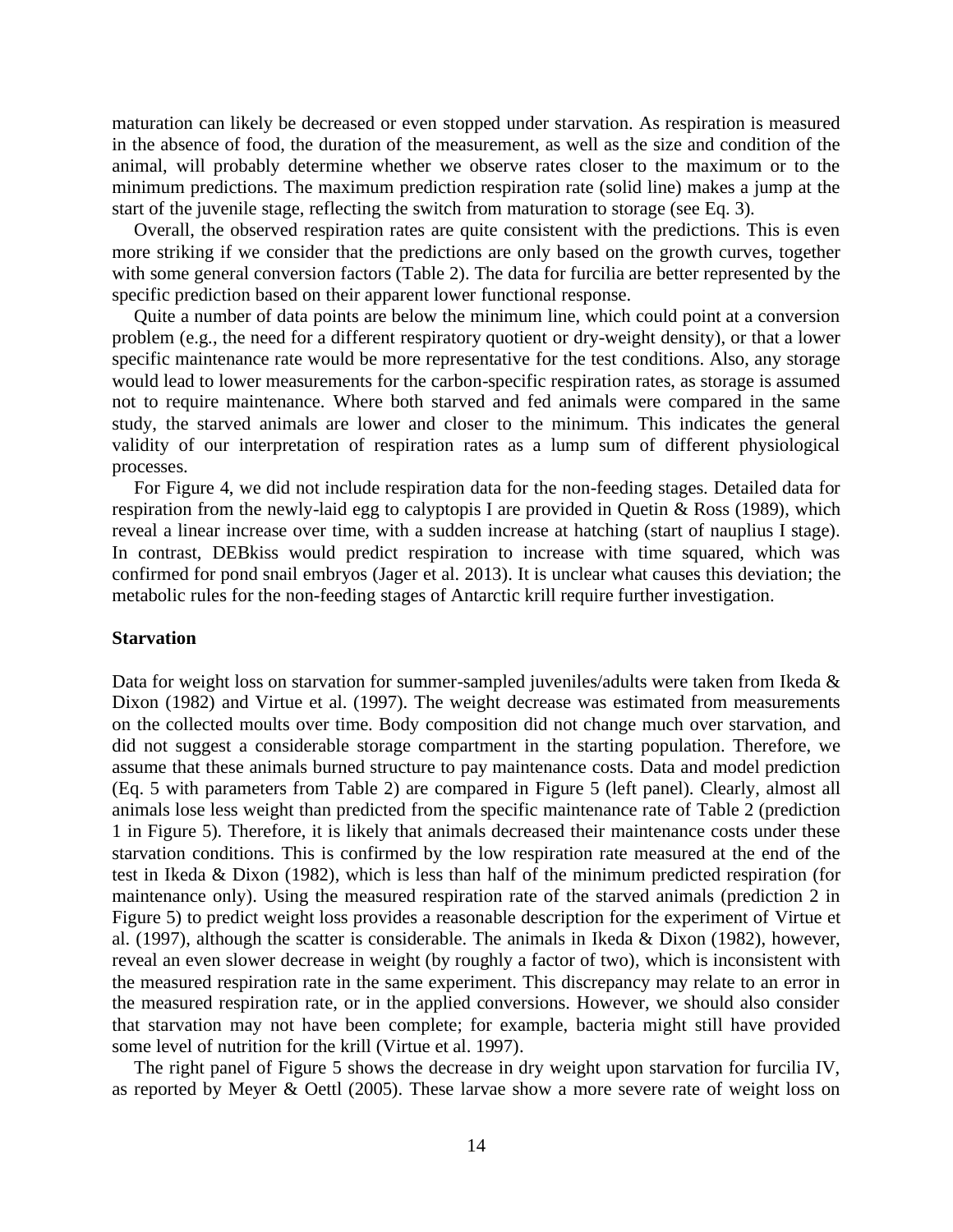maturation can likely be decreased or even stopped under starvation. As respiration is measured in the absence of food, the duration of the measurement, as well as the size and condition of the animal, will probably determine whether we observe rates closer to the maximum or to the minimum predictions. The maximum prediction respiration rate (solid line) makes a jump at the start of the juvenile stage, reflecting the switch from maturation to storage (see Eq. 3).

Overall, the observed respiration rates are quite consistent with the predictions. This is even more striking if we consider that the predictions are only based on the growth curves, together with some general conversion factors (Table 2). The data for furcilia are better represented by the specific prediction based on their apparent lower functional response.

Quite a number of data points are below the minimum line, which could point at a conversion problem (e.g., the need for a different respiratory quotient or dry-weight density), or that a lower specific maintenance rate would be more representative for the test conditions. Also, any storage would lead to lower measurements for the carbon-specific respiration rates, as storage is assumed not to require maintenance. Where both starved and fed animals were compared in the same study, the starved animals are lower and closer to the minimum. This indicates the general validity of our interpretation of respiration rates as a lump sum of different physiological processes.

For Figure 4, we did not include respiration data for the non-feeding stages. Detailed data for respiration from the newly-laid egg to calyptopis I are provided in Quetin & Ross (1989), which reveal a linear increase over time, with a sudden increase at hatching (start of nauplius I stage). In contrast, DEBkiss would predict respiration to increase with time squared, which was confirmed for pond snail embryos (Jager et al. 2013). It is unclear what causes this deviation; the metabolic rules for the non-feeding stages of Antarctic krill require further investigation.

**Starvation**

Data for weight loss on starvation for summer-sampled juveniles/adults were taken from Ikeda & Dixon (1982) and Virtue et al. (1997). The weight decrease was estimated from measurements on the collected moults over time. Body composition did not change much over starvation, and did not suggest a considerable storage compartment in the starting population. Therefore, we assume that these animals burned structure to pay maintenance costs. Data and model prediction (Eq. 5 with parameters from Table 2) are compared in Figure 5 (left panel). Clearly, almost all animals lose less weight than predicted from the specific maintenance rate of Table 2 (prediction 1 in Figure 5). Therefore, it is likely that animals decreased their maintenance costs under these starvation conditions. This is confirmed by the low respiration rate measured at the end of the test in Ikeda & Dixon (1982), which is less than half of the minimum predicted respiration (for maintenance only). Using the measured respiration rate of the starved animals (prediction 2 in Figure 5) to predict weight loss provides a reasonable description for the experiment of Virtue et al. (1997), although the scatter is considerable. The animals in Ikeda & Dixon (1982), however, reveal an even slower decrease in weight (by roughly a factor of two), which is inconsistent with the measured respiration rate in the same experiment. This discrepancy may relate to an error in the measured respiration rate, or in the applied conversions. However, we should also consider that starvation may not have been complete; for example, bacteria might still have provided some level of nutrition for the krill (Virtue et al. 1997).

The right panel of Figure 5 shows the decrease in dry weight upon starvation for furcilia IV, as reported by Meyer & Oettl (2005). These larvae show a more severe rate of weight loss on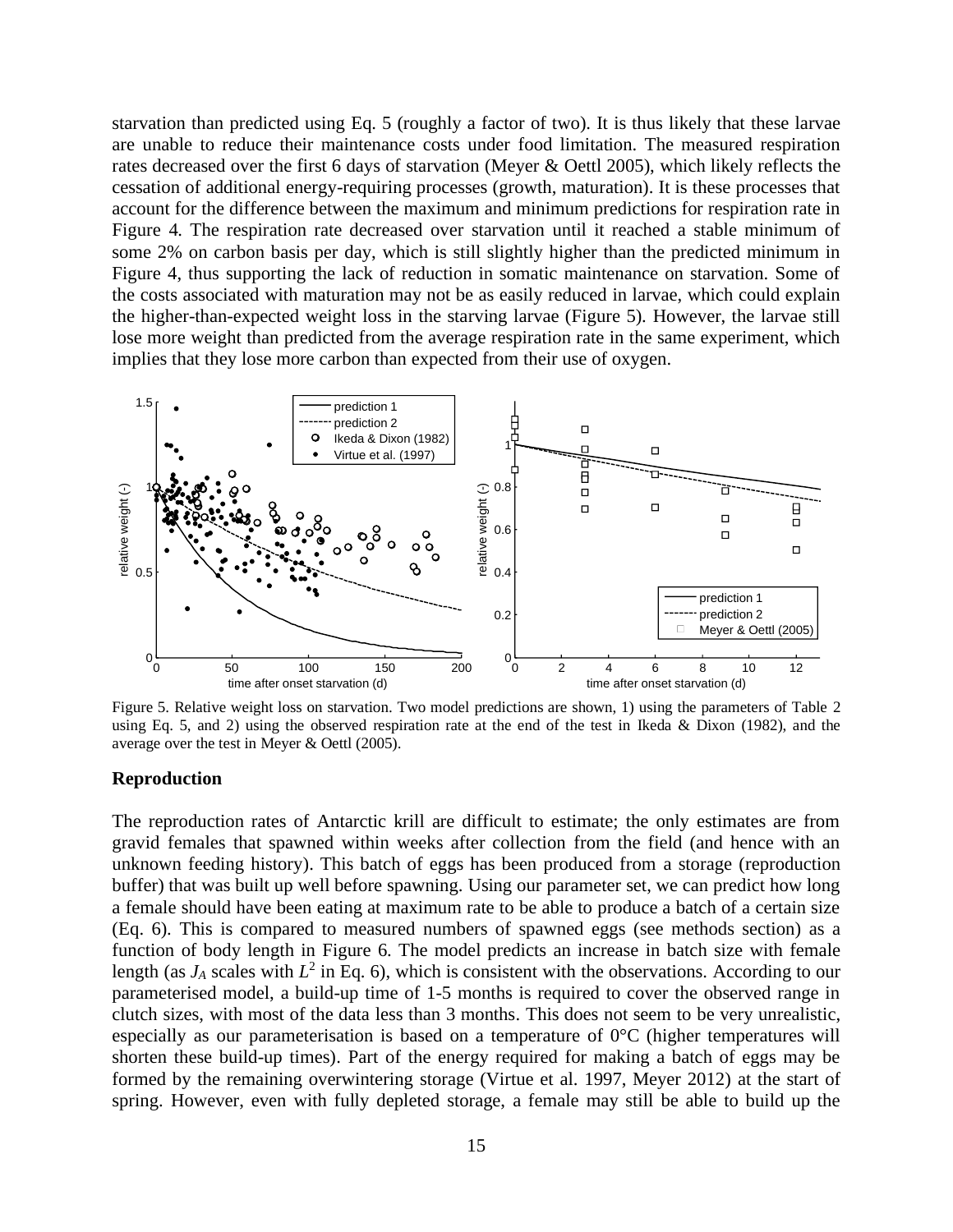starvation than predicted using Eq. 5 (roughly a factor of two). It is thus likely that these larvae are unable to reduce their maintenance costs under food limitation. The measured respiration rates decreased over the first 6 days of starvation (Meyer & Oettl 2005), which likely reflects the cessation of additional energy-requiring processes (growth, maturation). It is these processes that account for the difference between the maximum and minimum predictions for respiration rate in Figure 4. The respiration rate decreased over starvation until it reached a stable minimum of some 2% on carbon basis per day, which is still slightly higher than the predicted minimum in Figure 4, thus supporting the lack of reduction in somatic maintenance on starvation. Some of the costs associated with maturation may not be as easily reduced in larvae, which could explain the higher-than-expected weight loss in the starving larvae (Figure 5). However, the larvae still lose more weight than predicted from the average respiration rate in the same experiment, which implies that they lose more carbon than expected from their use of oxygen.

Figure 5. Relative weight loss on starvation. Two model predictions are shown, 1) using the parameters of Table 2 using Eq. 5, and 2) using the observed respiration rate at the end of the test in Ikeda & Dixon (1982), and the average over the test in Meyer & Oettl (2005).

**Reproduction**

The reproduction rates of Antarctic krill are difficult to estimate; the only estimates are from gravid females that spawned within weeks after collection from the field (and hence with an unknown feeding history). This batch of eggs has been produced from a storage (reproduction buffer) that was built up well before spawning. Using our parameter set, we can predict how long a female should have been eating at maximum rate to be able to produce a batch of a certain size (Eq. 6). This is compared to measured numbers of spawned eggs (see methods section) as a function of body length in Figure 6. The model predicts an increase in batch size with female length (as $J_A$ scales with $L^2$ in Eq. 6), which is consistent with the observations. According to our parameterised model, a build-up time of 1-5 months is required to cover the observed range in clutch sizes, with most of the data less than 3 months. This does not seem to be very unrealistic, especially as our parameterisation is based on a temperature of 0°C (higher temperatures will shorten these build-up times). Part of the energy required for making a batch of eggs may be formed by the remaining overwintering storage (Virtue et al. 1997, Meyer 2012) at the start of spring. However, even with fully depleted storage, a female may still be able to build up the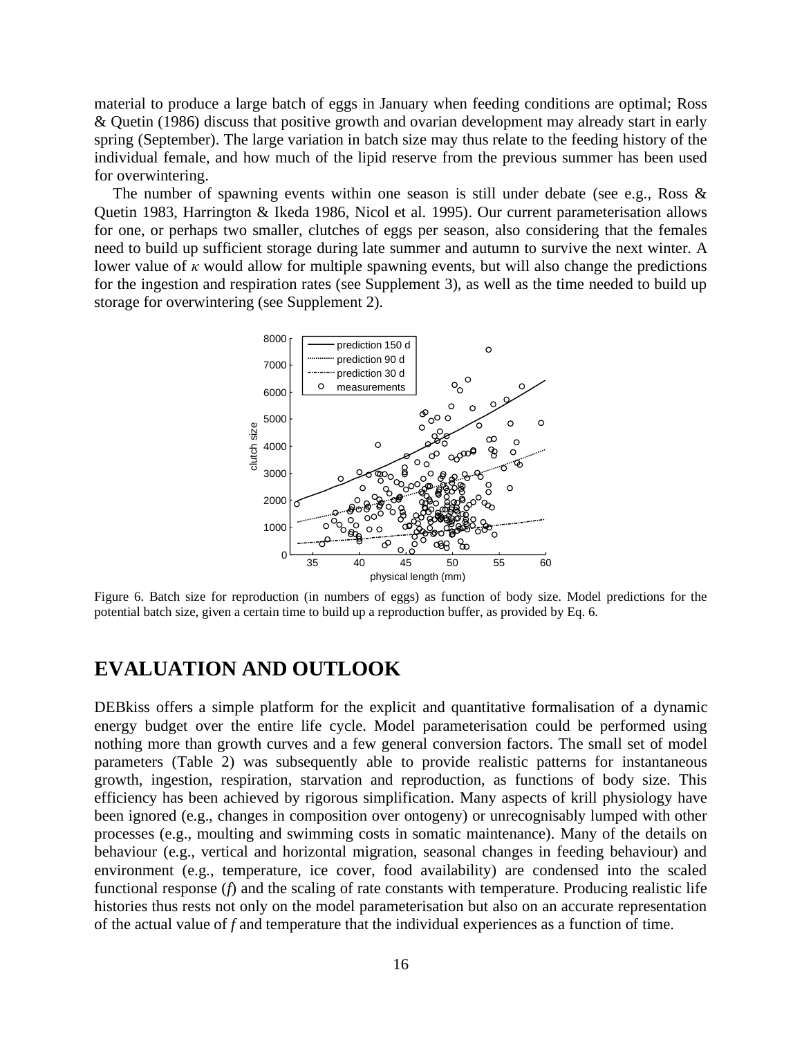material to produce a large batch of eggs in January when feeding conditions are optimal; Ross & Quetin (1986) discuss that positive growth and ovarian development may already start in early spring (September). The large variation in batch size may thus relate to the feeding history of the individual female, and how much of the lipid reserve from the previous summer has been used for overwintering.

The number of spawning events within one season is still under debate (see e.g., Ross & Quetin 1983, Harrington & Ikeda 1986, Nicol et al. 1995). Our current parameterisation allows for one, or perhaps two smaller, clutches of eggs per season, also considering that the females need to build up sufficient storage during late summer and autumn to survive the next winter. A lower value of $\kappa$ would allow for multiple spawning events, but will also change the predictions for the ingestion and respiration rates (see Supplement 3), as well as the time needed to build up storage for overwintering (see Supplement 2).

Figure 6. Batch size for reproduction (in numbers of eggs) as function of body size. Model predictions for the potential batch size, given a certain time to build up a reproduction buffer, as provided by Eq. 6.

# EVALUATION AND OUTLOOK

DEBkiss offers a simple platform for the explicit and quantitative formalisation of a dynamic energy budget over the entire life cycle. Model parameterisation could be performed using nothing more than growth curves and a few general conversion factors. The small set of model parameters (Table 2) was subsequently able to provide realistic patterns for instantaneous growth, ingestion, respiration, starvation and reproduction, as functions of body size. This efficiency has been achieved by rigorous simplification. Many aspects of krill physiology have been ignored (e.g., changes in composition over ontogeny) or unrecognisably lumped with other processes (e.g., moulting and swimming costs in somatic maintenance). Many of the details on behaviour (e.g., vertical and horizontal migration, seasonal changes in feeding behaviour) and environment (e.g., temperature, ice cover, food availability) are condensed into the scaled functional response ($f$) and the scaling of rate constants with temperature. Producing realistic life histories thus rests not only on the model parameterisation but also on an accurate representation of the actual value of $f$ and temperature that the individual experiences as a function of time.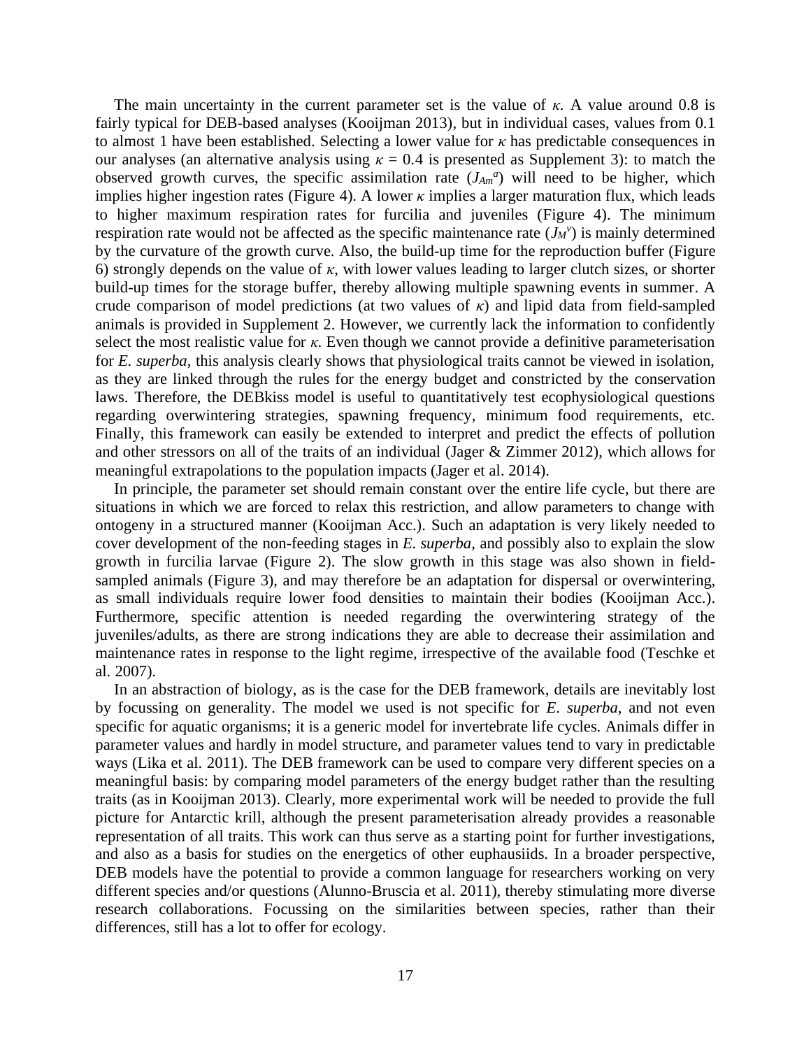The main uncertainty in the current parameter set is the value of $\kappa$. A value around 0.8 is fairly typical for DEB-based analyses (Kooijman 2013), but in individual cases, values from 0.1 to almost 1 have been established. Selecting a lower value for $\kappa$ has predictable consequences in our analyses (an alternative analysis using $\kappa$ = 0.4 is presented as Supplement 3): to match the observed growth curves, the specific assimilation rate ($J_{Am}^{a}$) will need to be higher, which implies higher ingestion rates (Figure 4). A lower $\kappa$ implies a larger maturation flux, which leads to higher maximum respiration rates for furcilia and juveniles (Figure 4). The minimum respiration rate would not be affected as the specific maintenance rate ($J_M^{v}$) is mainly determined by the curvature of the growth curve. Also, the build-up time for the reproduction buffer (Figure 6) strongly depends on the value of $\kappa$, with lower values leading to larger clutch sizes, or shorter build-up times for the storage buffer, thereby allowing multiple spawning events in summer. A crude comparison of model predictions (at two values of $\kappa$) and lipid data from field-sampled animals is provided in Supplement 2. However, we currently lack the information to confidently select the most realistic value for $\kappa$. Even though we cannot provide a definitive parameterisation for *E. superba*, this analysis clearly shows that physiological traits cannot be viewed in isolation, as they are linked through the rules for the energy budget and constricted by the conservation laws. Therefore, the DEBkiss model is useful to quantitatively test ecophysiological questions regarding overwintering strategies, spawning frequency, minimum food requirements, etc. Finally, this framework can easily be extended to interpret and predict the effects of pollution and other stressors on all of the traits of an individual (Jager & Zimmer 2012), which allows for meaningful extrapolations to the population impacts (Jager et al. 2014).

In principle, the parameter set should remain constant over the entire life cycle, but there are situations in which we are forced to relax this restriction, and allow parameters to change with ontogeny in a structured manner (Kooijman Acc.). Such an adaptation is very likely needed to cover development of the non-feeding stages in *E. superba*, and possibly also to explain the slow growth in furcilia larvae (Figure 2). The slow growth in this stage was also shown in field-sampled animals (Figure 3), and may therefore be an adaptation for dispersal or overwintering, as small individuals require lower food densities to maintain their bodies (Kooijman Acc.). Furthermore, specific attention is needed regarding the overwintering strategy of the juveniles/adults, as there are strong indications they are able to decrease their assimilation and maintenance rates in response to the light regime, irrespective of the available food (Teschke et al. 2007).

In an abstraction of biology, as is the case for the DEB framework, details are inevitably lost by focussing on generality. The model we used is not specific for *E. superba*, and not even specific for aquatic organisms; it is a generic model for invertebrate life cycles. Animals differ in parameter values and hardly in model structure, and parameter values tend to vary in predictable ways (Lika et al. 2011). The DEB framework can be used to compare very different species on a meaningful basis: by comparing model parameters of the energy budget rather than the resulting traits (as in Kooijman 2013). Clearly, more experimental work will be needed to provide the full picture for Antarctic krill, although the present parameterisation already provides a reasonable representation of all traits. This work can thus serve as a starting point for further investigations, and also as a basis for studies on the energetics of other euphausiids. In a broader perspective, DEB models have the potential to provide a common language for researchers working on very different species and/or questions (Alunno-Bruscia et al. 2011), thereby stimulating more diverse research collaborations. Focussing on the similarities between species, rather than their differences, still has a lot to offer for ecology.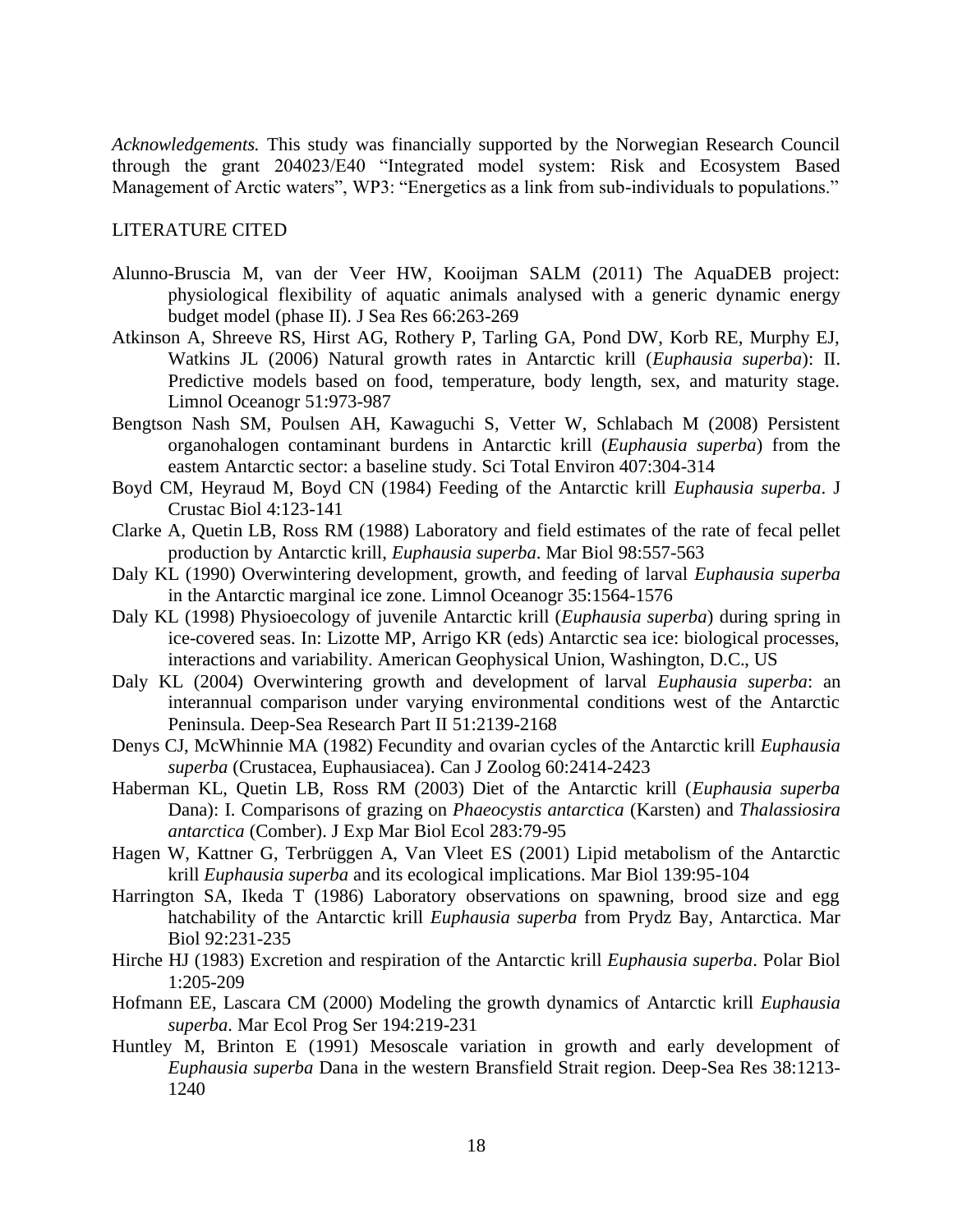*Acknowledgements.* This study was financially supported by the Norwegian Research Council through the grant 204023/E40 "Integrated model system: Risk and Ecosystem Based Management of Arctic waters", WP3: "Energetics as a link from sub-individuals to populations."

LITERATURE CITED

Alunno-Bruscia M, van der Veer HW, Kooijman SALM (2011) The AquaDEB project: physiological flexibility of aquatic animals analysed with a generic dynamic energy budget model (phase II). J Sea Res 66:263-269

Atkinson A, Shreeve RS, Hirst AG, Rothery P, Tarling GA, Pond DW, Korb RE, Murphy EJ, Watkins JL (2006) Natural growth rates in Antarctic krill (*Euphausia superba*): II. Predictive models based on food, temperature, body length, sex, and maturity stage. Limnol Oceanogr 51:973-987

Bengtson Nash SM, Poulsen AH, Kawaguchi S, Vetter W, Schlabach M (2008) Persistent organohalogen contaminant burdens in Antarctic krill (*Euphausia superba*) from the eastem Antarctic sector: a baseline study. Sci Total Environ 407:304-314

Boyd CM, Heyraud M, Boyd CN (1984) Feeding of the Antarctic krill *Euphausia superba*. J Crustac Biol 4:123-141

Clarke A, Quetin LB, Ross RM (1988) Laboratory and field estimates of the rate of fecal pellet production by Antarctic krill, *Euphausia superba*. Mar Biol 98:557-563

Daly KL (1990) Overwintering development, growth, and feeding of larval *Euphausia superba* in the Antarctic marginal ice zone. Limnol Oceanogr 35:1564-1576

Daly KL (1998) Physioecology of juvenile Antarctic krill (*Euphausia superba*) during spring in ice-covered seas. In: Lizotte MP, Arrigo KR (eds) Antarctic sea ice: biological processes, interactions and variability. American Geophysical Union, Washington, D.C., US

Daly KL (2004) Overwintering growth and development of larval *Euphausia superba*: an interannual comparison under varying environmental conditions west of the Antarctic Peninsula. Deep-Sea Research Part II 51:2139-2168

Denys CJ, McWhinnie MA (1982) Fecundity and ovarian cycles of the Antarctic krill *Euphausia superba* (Crustacea, Euphausiacea). Can J Zoolog 60:2414-2423

Haberman KL, Quetin LB, Ross RM (2003) Diet of the Antarctic krill (*Euphausia superba* Dana): I. Comparisons of grazing on *Phaeocystis antarctica* (Karsten) and *Thalassiosira antarctica* (Comber). J Exp Mar Biol Ecol 283:79-95

Hagen W, Kattner G, Terbrüggen A, Van Vleet ES (2001) Lipid metabolism of the Antarctic krill *Euphausia superba* and its ecological implications. Mar Biol 139:95-104

Harrington SA, Ikeda T (1986) Laboratory observations on spawning, brood size and egg hatchability of the Antarctic krill *Euphausia superba* from Prydz Bay, Antarctica. Mar Biol 92:231-235

Hirche HJ (1983) Excretion and respiration of the Antarctic krill *Euphausia superba*. Polar Biol 1:205-209

Hofmann EE, Lascara CM (2000) Modeling the growth dynamics of Antarctic krill *Euphausia superba*. Mar Ecol Prog Ser 194:219-231

Huntley M, Brinton E (1991) Mesoscale variation in growth and early development of *Euphausia superba* Dana in the western Bransfield Strait region. Deep-Sea Res 38:1213-1240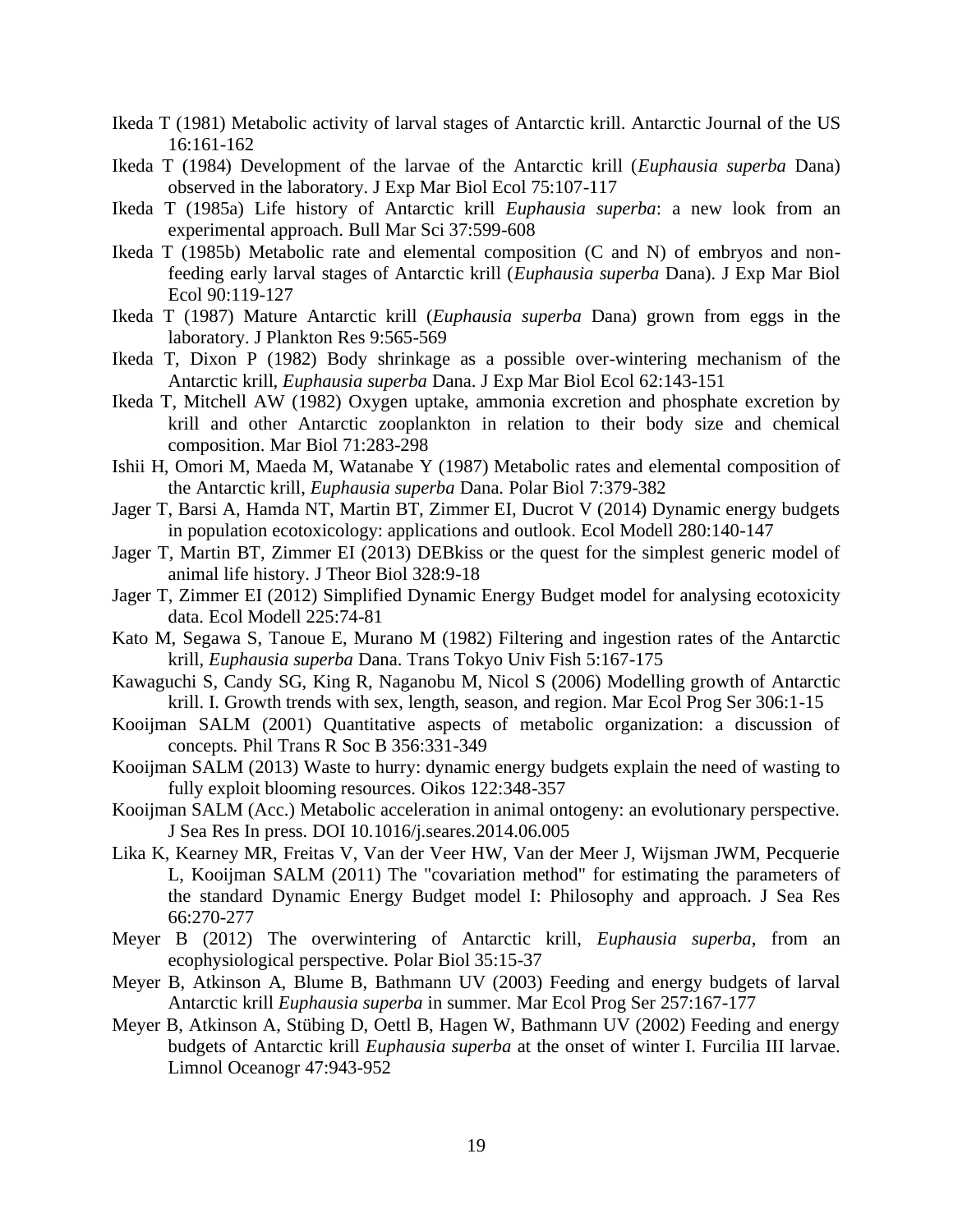Ikeda T (1981) Metabolic activity of larval stages of Antarctic krill. Antarctic Journal of the US 16:161-162

Ikeda T (1984) Development of the larvae of the Antarctic krill (*Euphausia superba* Dana) observed in the laboratory. J Exp Mar Biol Ecol 75:107-117

Ikeda T (1985a) Life history of Antarctic krill *Euphausia superba*: a new look from an experimental approach. Bull Mar Sci 37:599-608

Ikeda T (1985b) Metabolic rate and elemental composition (C and N) of embryos and non-feeding early larval stages of Antarctic krill (*Euphausia superba* Dana). J Exp Mar Biol Ecol 90:119-127

Ikeda T (1987) Mature Antarctic krill (*Euphausia superba* Dana) grown from eggs in the laboratory. J Plankton Res 9:565-569

Ikeda T, Dixon P (1982) Body shrinkage as a possible over-wintering mechanism of the Antarctic krill, *Euphausia superba* Dana. J Exp Mar Biol Ecol 62:143-151

Ikeda T, Mitchell AW (1982) Oxygen uptake, ammonia excretion and phosphate excretion by krill and other Antarctic zooplankton in relation to their body size and chemical composition. Mar Biol 71:283-298

Ishii H, Omori M, Maeda M, Watanabe Y (1987) Metabolic rates and elemental composition of the Antarctic krill, *Euphausia superba* Dana. Polar Biol 7:379-382

Jager T, Barsi A, Hamda NT, Martin BT, Zimmer EI, Ducrot V (2014) Dynamic energy budgets in population ecotoxicology: applications and outlook. Ecol Modell 280:140-147

Jager T, Martin BT, Zimmer EI (2013) DEBkiss or the quest for the simplest generic model of animal life history. J Theor Biol 328:9-18

Jager T, Zimmer EI (2012) Simplified Dynamic Energy Budget model for analysing ecotoxicity data. Ecol Modell 225:74-81

Kato M, Segawa S, Tanoue E, Murano M (1982) Filtering and ingestion rates of the Antarctic krill, *Euphausia superba* Dana. Trans Tokyo Univ Fish 5:167-175

Kawaguchi S, Candy SG, King R, Naganobu M, Nicol S (2006) Modelling growth of Antarctic krill. I. Growth trends with sex, length, season, and region. Mar Ecol Prog Ser 306:1-15

Kooijman SALM (2001) Quantitative aspects of metabolic organization: a discussion of concepts. Phil Trans R Soc B 356:331-349

Kooijman SALM (2013) Waste to hurry: dynamic energy budgets explain the need of wasting to fully exploit blooming resources. Oikos 122:348-357

Kooijman SALM (Acc.) Metabolic acceleration in animal ontogeny: an evolutionary perspective. J Sea Res In press. DOI 10.1016/j.seares.2014.06.005

Lika K, Kearney MR, Freitas V, Van der Veer HW, Van der Meer J, Wijsman JWM, Pecquerie L, Kooijman SALM (2011) The "covariation method" for estimating the parameters of the standard Dynamic Energy Budget model I: Philosophy and approach. J Sea Res 66:270-277

Meyer B (2012) The overwintering of Antarctic krill, *Euphausia superba*, from an ecophysiological perspective. Polar Biol 35:15-37

Meyer B, Atkinson A, Blume B, Bathmann UV (2003) Feeding and energy budgets of larval Antarctic krill *Euphausia superba* in summer. Mar Ecol Prog Ser 257:167-177

Meyer B, Atkinson A, Stübing D, Oettl B, Hagen W, Bathmann UV (2002) Feeding and energy budgets of Antarctic krill *Euphausia superba* at the onset of winter I. Furcilia III larvae. Limnol Oceanogr 47:943-952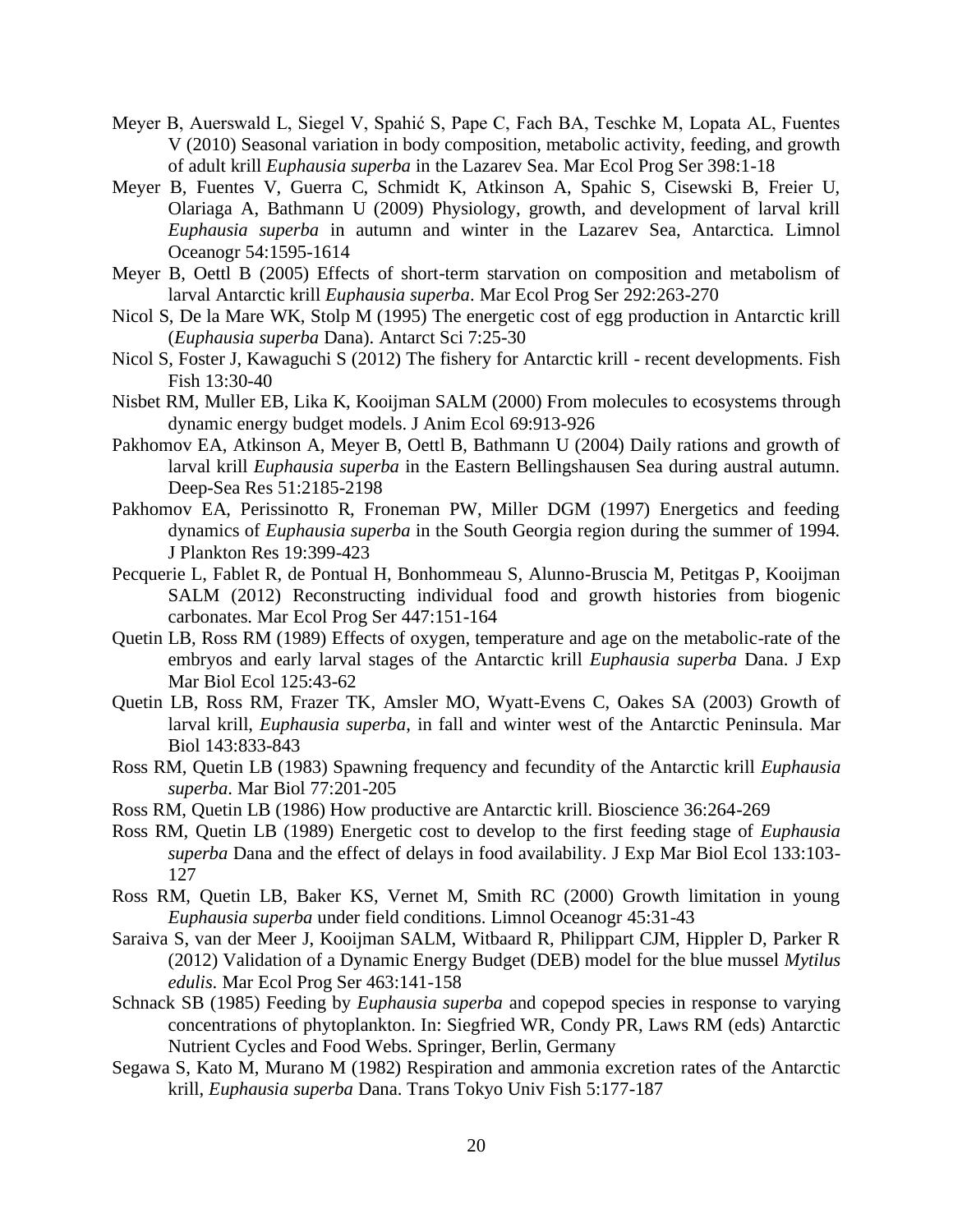Meyer B, Auerswald L, Siegel V, Spahić S, Pape C, Fach BA, Teschke M, Lopata AL, Fuentes V (2010) Seasonal variation in body composition, metabolic activity, feeding, and growth of adult krill *Euphausia superba* in the Lazarev Sea. Mar Ecol Prog Ser 398:1-18

Meyer B, Fuentes V, Guerra C, Schmidt K, Atkinson A, Spahic S, Cisewski B, Freier U, Olariaga A, Bathmann U (2009) Physiology, growth, and development of larval krill *Euphausia superba* in autumn and winter in the Lazarev Sea, Antarctica. Limnol Oceanogr 54:1595-1614

Meyer B, Oettl B (2005) Effects of short-term starvation on composition and metabolism of larval Antarctic krill *Euphausia superba*. Mar Ecol Prog Ser 292:263-270

Nicol S, De la Mare WK, Stolp M (1995) The energetic cost of egg production in Antarctic krill (*Euphausia superba* Dana). Antarct Sci 7:25-30

Nicol S, Foster J, Kawaguchi S (2012) The fishery for Antarctic krill - recent developments. Fish Fish 13:30-40

Nisbet RM, Muller EB, Lika K, Kooijman SALM (2000) From molecules to ecosystems through dynamic energy budget models. J Anim Ecol 69:913-926

Pakhomov EA, Atkinson A, Meyer B, Oettl B, Bathmann U (2004) Daily rations and growth of larval krill *Euphausia superba* in the Eastern Bellingshausen Sea during austral autumn. Deep-Sea Res 51:2185-2198

Pakhomov EA, Perissinotto R, Froneman PW, Miller DGM (1997) Energetics and feeding dynamics of *Euphausia superba* in the South Georgia region during the summer of 1994. J Plankton Res 19:399-423

Pecquerie L, Fablet R, de Pontual H, Bonhommeau S, Alunno-Bruscia M, Petitgas P, Kooijman SALM (2012) Reconstructing individual food and growth histories from biogenic carbonates. Mar Ecol Prog Ser 447:151-164

Quetin LB, Ross RM (1989) Effects of oxygen, temperature and age on the metabolic-rate of the embryos and early larval stages of the Antarctic krill *Euphausia superba* Dana. J Exp Mar Biol Ecol 125:43-62

Quetin LB, Ross RM, Frazer TK, Amsler MO, Wyatt-Evens C, Oakes SA (2003) Growth of larval krill, *Euphausia superba*, in fall and winter west of the Antarctic Peninsula. Mar Biol 143:833-843

Ross RM, Quetin LB (1983) Spawning frequency and fecundity of the Antarctic krill *Euphausia superba*. Mar Biol 77:201-205

Ross RM, Quetin LB (1986) How productive are Antarctic krill. Bioscience 36:264-269

Ross RM, Quetin LB (1989) Energetic cost to develop to the first feeding stage of *Euphausia superba* Dana and the effect of delays in food availability. J Exp Mar Biol Ecol 133:103-127

Ross RM, Quetin LB, Baker KS, Vernet M, Smith RC (2000) Growth limitation in young *Euphausia superba* under field conditions. Limnol Oceanogr 45:31-43

Saraiva S, van der Meer J, Kooijman SALM, Witbaard R, Philippart CJM, Hippler D, Parker R (2012) Validation of a Dynamic Energy Budget (DEB) model for the blue mussel *Mytilus edulis*. Mar Ecol Prog Ser 463:141-158

Schnack SB (1985) Feeding by *Euphausia superba* and copepod species in response to varying concentrations of phytoplankton. In: Siegfried WR, Condy PR, Laws RM (eds) Antarctic Nutrient Cycles and Food Webs. Springer, Berlin, Germany

Segawa S, Kato M, Murano M (1982) Respiration and ammonia excretion rates of the Antarctic krill, *Euphausia superba* Dana. Trans Tokyo Univ Fish 5:177-187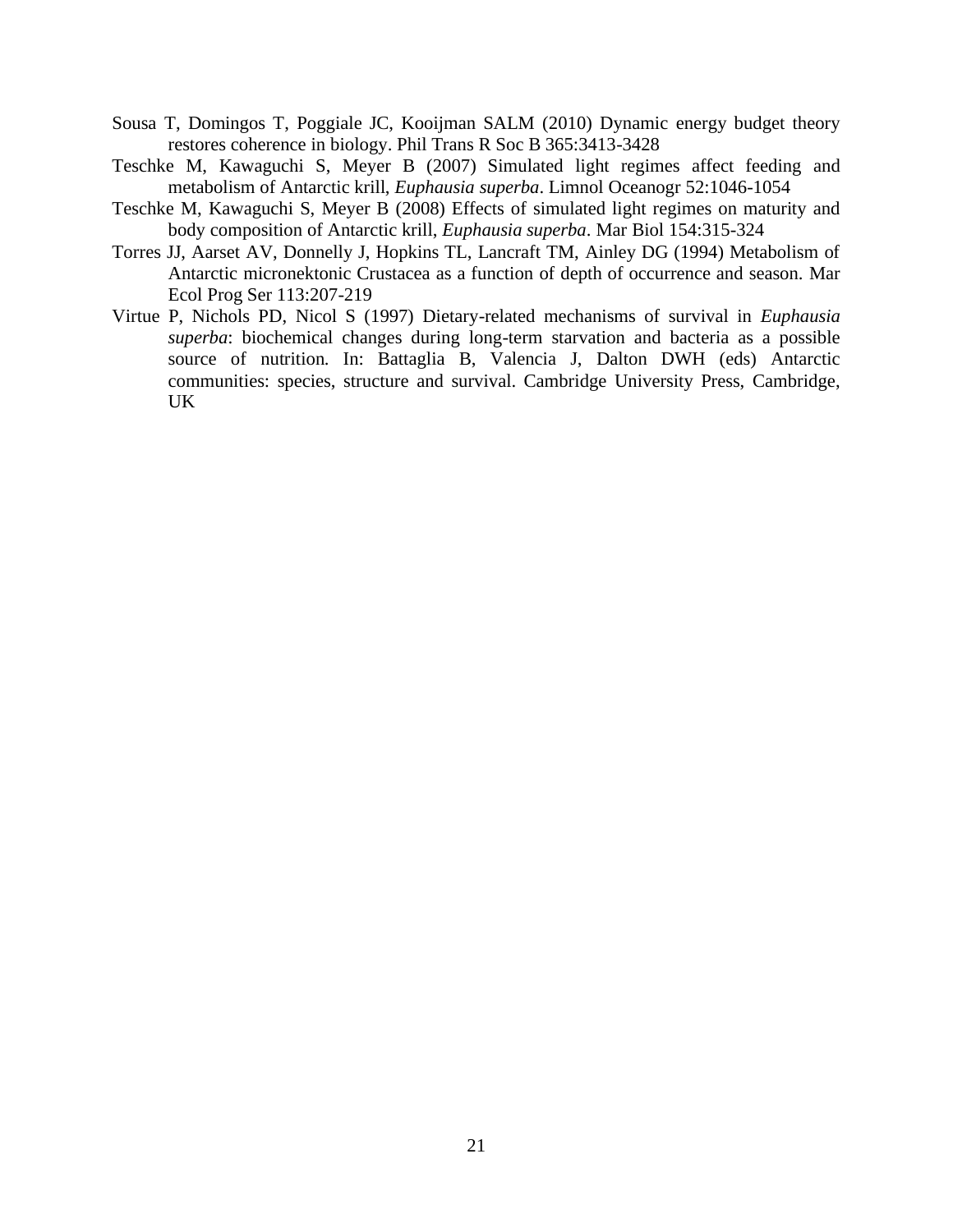Sousa T, Domingos T, Poggiale JC, Kooijman SALM (2010) Dynamic energy budget theory restores coherence in biology. Phil Trans R Soc B 365:3413-3428

Teschke M, Kawaguchi S, Meyer B (2007) Simulated light regimes affect feeding and metabolism of Antarctic krill, *Euphausia superba*. Limnol Oceanogr 52:1046-1054

Teschke M, Kawaguchi S, Meyer B (2008) Effects of simulated light regimes on maturity and body composition of Antarctic krill, *Euphausia superba*. Mar Biol 154:315-324

Torres JJ, Aarset AV, Donnelly J, Hopkins TL, Lancraft TM, Ainley DG (1994) Metabolism of Antarctic micronektonic Crustacea as a function of depth of occurrence and season. Mar Ecol Prog Ser 113:207-219

Virtue P, Nichols PD, Nicol S (1997) Dietary-related mechanisms of survival in *Euphausia superba*: biochemical changes during long-term starvation and bacteria as a possible source of nutrition. In: Battaglia B, Valencia J, Dalton DWH (eds) Antarctic communities: species, structure and survival. Cambridge University Press, Cambridge, UK